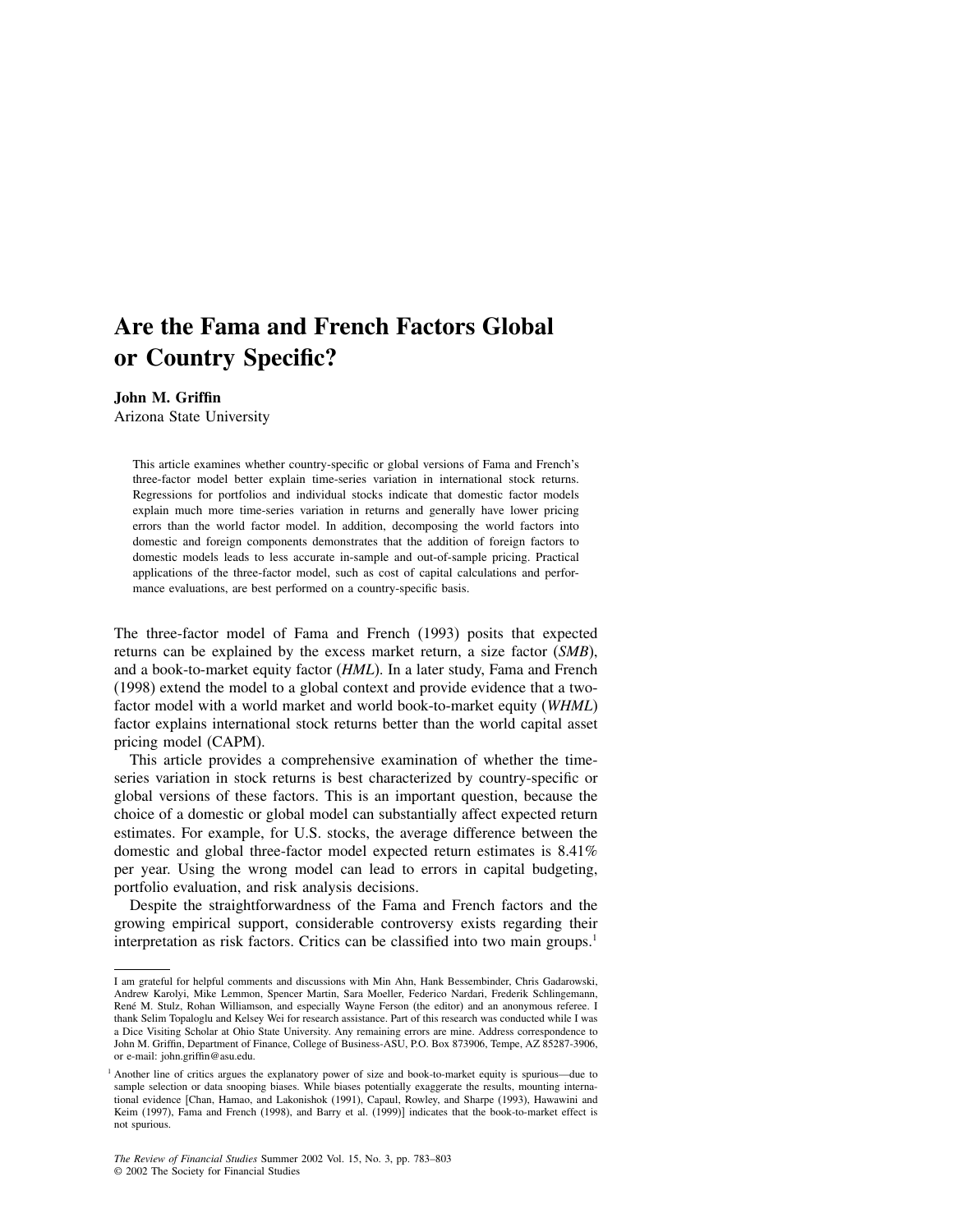# Are the Fama and French Factors Global or Country Specific?

**John M. Griffin**
Arizona State University

This article examines whether country-specific or global versions of Fama and French's three-factor model better explain time-series variation in international stock returns. Regressions for portfolios and individual stocks indicate that domestic factor models explain much more time-series variation in returns and generally have lower pricing errors than the world factor model. In addition, decomposing the world factors into domestic and foreign components demonstrates that the addition of foreign factors to domestic models leads to less accurate in-sample and out-of-sample pricing. Practical applications of the three-factor model, such as cost of capital calculations and performance evaluations, are best performed on a country-specific basis.

The three-factor model of Fama and French (1993) posits that expected returns can be explained by the excess market return, a size factor (*SMB*), and a book-to-market equity factor (*HML*). In a later study, Fama and French (1998) extend the model to a global context and provide evidence that a two-factor model with a world market and world book-to-market equity (*WHML*) factor explains international stock returns better than the world capital asset pricing model (CAPM).

This article provides a comprehensive examination of whether the time-series variation in stock returns is best characterized by country-specific or global versions of these factors. This is an important question, because the choice of a domestic or global model can substantially affect expected return estimates. For example, for U.S. stocks, the average difference between the domestic and global three-factor model expected return estimates is 8.41% per year. Using the wrong model can lead to errors in capital budgeting, portfolio evaluation, and risk analysis decisions.

Despite the straightforwardness of the Fama and French factors and the growing empirical support, considerable controversy exists regarding their interpretation as risk factors. Critics can be classified into two main groups.[1]

---

I am grateful for helpful comments and discussions with Min Ahn, Hank Bessembinder, Chris Gadarowski, Andrew Karolyi, Mike Lemmon, Spencer Martin, Sara Moeller, Federico Nardari, Frederik Schlingemann, René M. Stulz, Rohan Williamson, and especially Wayne Ferson (the editor) and an anonymous referee. I thank Selim Topaloglu and Kelsey Wei for research assistance. Part of this research was conducted while I was a Dice Visiting Scholar at Ohio State University. Any remaining errors are mine. Address correspondence to John M. Griffin, Department of Finance, College of Business-ASU, P.O. Box 873906, Tempe, AZ 85287-3906, or e-mail: john.griffin@asu.edu.

[1] Another line of critics argues the explanatory power of size and book-to-market equity is spurious—due to sample selection or data snooping biases. While biases potentially exaggerate the results, mounting international evidence [Chan, Hamao, and Lakonishok (1991), Capaul, Rowley, and Sharpe (1993), Hawawini and Keim (1997), Fama and French (1998), and Barry et al. (1999)] indicates that the book-to-market effect is not spurious.

*The Review of Financial Studies* Summer 2002 Vol. 15, No. 3, pp. 783–803
© 2002 The Society for Financial Studies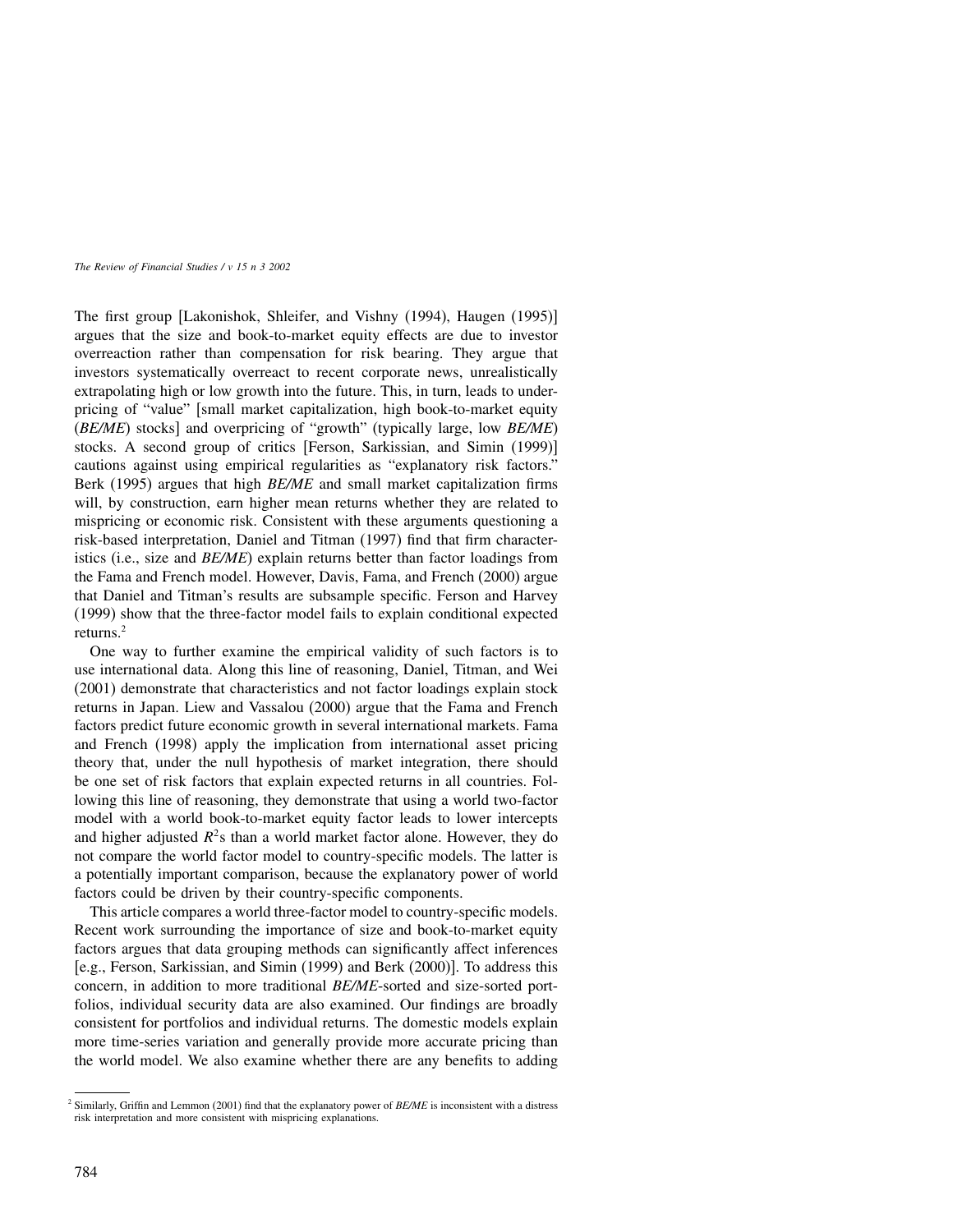The first group [Lakonishok, Shleifer, and Vishny (1994), Haugen (1995)] argues that the size and book-to-market equity effects are due to investor overreaction rather than compensation for risk bearing. They argue that investors systematically overreact to recent corporate news, unrealistically extrapolating high or low growth into the future. This, in turn, leads to underpricing of "value" [small market capitalization, high book-to-market equity (*BE/ME*) stocks] and overpricing of "growth" (typically large, low *BE/ME*) stocks. A second group of critics [Ferson, Sarkissian, and Simin (1999)] cautions against using empirical regularities as "explanatory risk factors." Berk (1995) argues that high *BE/ME* and small market capitalization firms will, by construction, earn higher mean returns whether they are related to mispricing or economic risk. Consistent with these arguments questioning a risk-based interpretation, Daniel and Titman (1997) find that firm characteristics (i.e., size and *BE/ME*) explain returns better than factor loadings from the Fama and French model. However, Davis, Fama, and French (2000) argue that Daniel and Titman's results are subsample specific. Ferson and Harvey (1999) show that the three-factor model fails to explain conditional expected returns.[2]

One way to further examine the empirical validity of such factors is to use international data. Along this line of reasoning, Daniel, Titman, and Wei (2001) demonstrate that characteristics and not factor loadings explain stock returns in Japan. Liew and Vassalou (2000) argue that the Fama and French factors predict future economic growth in several international markets. Fama and French (1998) apply the implication from international asset pricing theory that, under the null hypothesis of market integration, there should be one set of risk factors that explain expected returns in all countries. Following this line of reasoning, they demonstrate that using a world two-factor model with a world book-to-market equity factor leads to lower intercepts and higher adjusted $R^2$s than a world market factor alone. However, they do not compare the world factor model to country-specific models. The latter is a potentially important comparison, because the explanatory power of world factors could be driven by their country-specific components.

This article compares a world three-factor model to country-specific models. Recent work surrounding the importance of size and book-to-market equity factors argues that data grouping methods can significantly affect inferences [e.g., Ferson, Sarkissian, and Simin (1999) and Berk (2000)]. To address this concern, in addition to more traditional *BE/ME*-sorted and size-sorted portfolios, individual security data are also examined. Our findings are broadly consistent for portfolios and individual returns. The domestic models explain more time-series variation and generally provide more accurate pricing than the world model. We also examine whether there are any benefits to adding

[2] Similarly, Griffin and Lemmon (2001) find that the explanatory power of *BE/ME* is inconsistent with a distress risk interpretation and more consistent with mispricing explanations.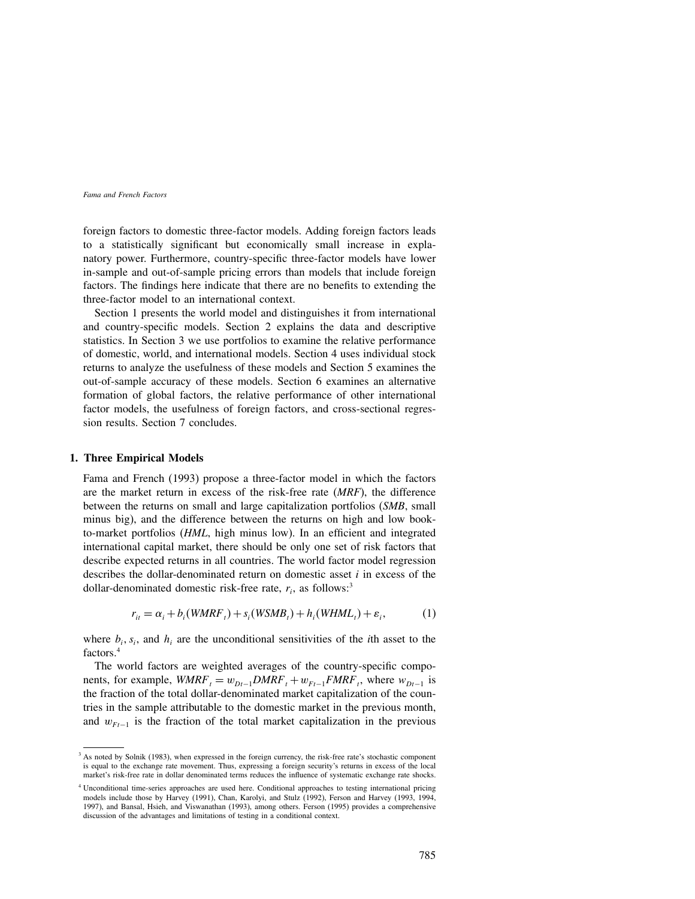foreign factors to domestic three-factor models. Adding foreign factors leads to a statistically significant but economically small increase in explanatory power. Furthermore, country-specific three-factor models have lower in-sample and out-of-sample pricing errors than models that include foreign factors. The findings here indicate that there are no benefits to extending the three-factor model to an international context.

Section 1 presents the world model and distinguishes it from international and country-specific models. Section 2 explains the data and descriptive statistics. In Section 3 we use portfolios to examine the relative performance of domestic, world, and international models. Section 4 uses individual stock returns to analyze the usefulness of these models and Section 5 examines the out-of-sample accuracy of these models. Section 6 examines an alternative formation of global factors, the relative performance of other international factor models, the usefulness of foreign factors, and cross-sectional regression results. Section 7 concludes.

## 1. Three Empirical Models

Fama and French (1993) propose a three-factor model in which the factors are the market return in excess of the risk-free rate (*MRF*), the difference between the returns on small and large capitalization portfolios (*SMB*, small minus big), and the difference between the returns on high and low book-to-market portfolios (*HML*, high minus low). In an efficient and integrated international capital market, there should be only one set of risk factors that describe expected returns in all countries. The world factor model regression describes the dollar-denominated return on domestic asset $i$ in excess of the dollar-denominated domestic risk-free rate, $r_i$, as follows:[3]

$$r_{it} = \alpha_i + b_i(WMRF_t) + s_i(WSMB_t) + h_i(WHML_t) + \varepsilon_i, \tag{1}$$

where $b_i$, $s_i$, and $h_i$ are the unconditional sensitivities of the $i$th asset to the factors.[4]

The world factors are weighted averages of the country-specific components, for example, $WMRF_t = w_{Dt-1}DMRF_t + w_{Ft-1}FMRF_t$, where $w_{Dt-1}$ is the fraction of the total dollar-denominated market capitalization of the countries in the sample attributable to the domestic market in the previous month, and $w_{Ft-1}$ is the fraction of the total market capitalization in the previous

---

[3] As noted by Solnik (1983), when expressed in the foreign currency, the risk-free rate's stochastic component is equal to the exchange rate movement. Thus, expressing a foreign security's returns in excess of the local market's risk-free rate in dollar denominated terms reduces the influence of systematic exchange rate shocks.

[4] Unconditional time-series approaches are used here. Conditional approaches to testing international pricing models include those by Harvey (1991), Chan, Karolyi, and Stulz (1992), Ferson and Harvey (1993, 1994, 1997), and Bansal, Hsieh, and Viswanathan (1993), among others. Ferson (1995) provides a comprehensive discussion of the advantages and limitations of testing in a conditional context.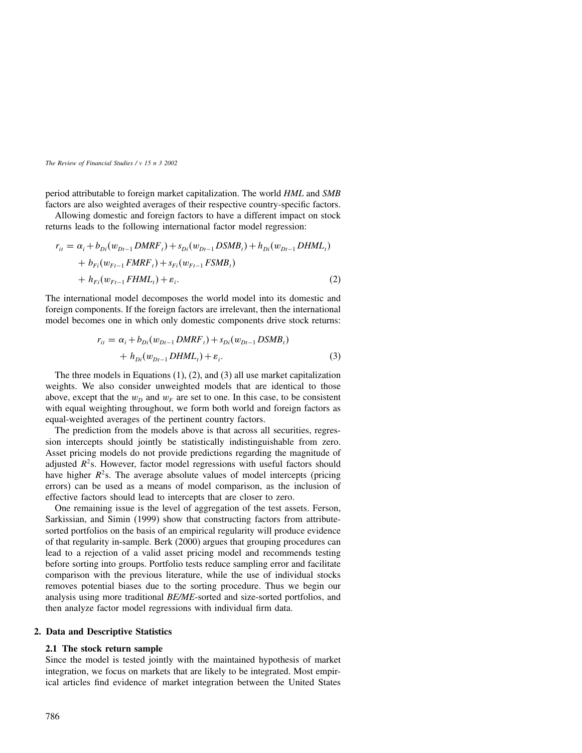period attributable to foreign market capitalization. The world *HML* and *SMB* factors are also weighted averages of their respective country-specific factors.

Allowing domestic and foreign factors to have a different impact on stock returns leads to the following international factor model regression:

$$
\begin{aligned}
r_{it} = {} & \alpha_i + b_{Di}(w_{Dt-1}DMRF_t) + s_{Di}(w_{Dt-1}DSMB_t) + h_{Di}(w_{Dt-1}DHML_t) \\
& + b_{Fi}(w_{Ft-1}FMRF_t) + s_{Fi}(w_{Ft-1}FSMB_t) \\
& + h_{Fi}(w_{Ft-1}FHML_t) + \varepsilon_i.
\end{aligned}
\tag{2}
$$

The international model decomposes the world model into its domestic and foreign components. If the foreign factors are irrelevant, then the international model becomes one in which only domestic components drive stock returns:

$$
\begin{aligned}
r_{it} = {} & \alpha_i + b_{Di}(w_{Dt-1}DMRF_t) + s_{Di}(w_{Dt-1}DSMB_t) \\
& + h_{Di}(w_{Dt-1}DHML_t) + \varepsilon_i.
\end{aligned}
\tag{3}
$$

The three models in Equations (1), (2), and (3) all use market capitalization weights. We also consider unweighted models that are identical to those above, except that the $w_D$ and $w_F$ are set to one. In this case, to be consistent with equal weighting throughout, we form both world and foreign factors as equal-weighted averages of the pertinent country factors.

The prediction from the models above is that across all securities, regression intercepts should jointly be statistically indistinguishable from zero. Asset pricing models do not provide predictions regarding the magnitude of adjusted $R^2$s. However, factor model regressions with useful factors should have higher $R^2$s. The average absolute values of model intercepts (pricing errors) can be used as a means of model comparison, as the inclusion of effective factors should lead to intercepts that are closer to zero.

One remaining issue is the level of aggregation of the test assets. Ferson, Sarkissian, and Simin (1999) show that constructing factors from attribute-sorted portfolios on the basis of an empirical regularity will produce evidence of that regularity in-sample. Berk (2000) argues that grouping procedures can lead to a rejection of a valid asset pricing model and recommends testing before sorting into groups. Portfolio tests reduce sampling error and facilitate comparison with the previous literature, while the use of individual stocks removes potential biases due to the sorting procedure. Thus we begin our analysis using more traditional *BE/ME*-sorted and size-sorted portfolios, and then analyze factor model regressions with individual firm data.

## 2. Data and Descriptive Statistics

### 2.1 The stock return sample

Since the model is tested jointly with the maintained hypothesis of market integration, we focus on markets that are likely to be integrated. Most empirical articles find evidence of market integration between the United States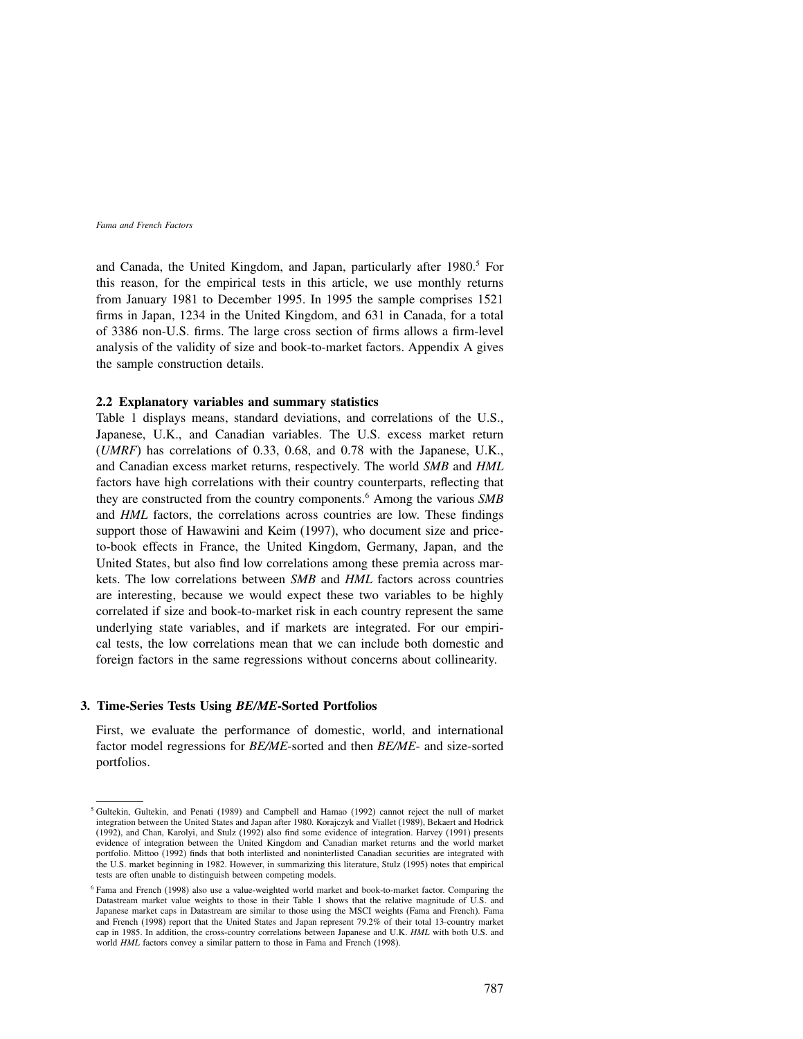and Canada, the United Kingdom, and Japan, particularly after 1980.[5] For this reason, for the empirical tests in this article, we use monthly returns from January 1981 to December 1995. In 1995 the sample comprises 1521 firms in Japan, 1234 in the United Kingdom, and 631 in Canada, for a total of 3386 non-U.S. firms. The large cross section of firms allows a firm-level analysis of the validity of size and book-to-market factors. Appendix A gives the sample construction details.

### 2.2 Explanatory variables and summary statistics

Table 1 displays means, standard deviations, and correlations of the U.S., Japanese, U.K., and Canadian variables. The U.S. excess market return (*UMRF*) has correlations of 0.33, 0.68, and 0.78 with the Japanese, U.K., and Canadian excess market returns, respectively. The world *SMB* and *HML* factors have high correlations with their country counterparts, reflecting that they are constructed from the country components.[6] Among the various *SMB* and *HML* factors, the correlations across countries are low. These findings support those of Hawawini and Keim (1997), who document size and price-to-book effects in France, the United Kingdom, Germany, Japan, and the United States, but also find low correlations among these premia across markets. The low correlations between *SMB* and *HML* factors across countries are interesting, because we would expect these two variables to be highly correlated if size and book-to-market risk in each country represent the same underlying state variables, and if markets are integrated. For our empirical tests, the low correlations mean that we can include both domestic and foreign factors in the same regressions without concerns about collinearity.

## 3. Time-Series Tests Using *BE/ME*-Sorted Portfolios

First, we evaluate the performance of domestic, world, and international factor model regressions for *BE/ME*-sorted and then *BE/ME*- and size-sorted portfolios.

---

[5] Gultekin, Gultekin, and Penati (1989) and Campbell and Hamao (1992) cannot reject the null of market integration between the United States and Japan after 1980. Korajczyk and Viallet (1989), Bekaert and Hodrick (1992), and Chan, Karolyi, and Stulz (1992) also find some evidence of integration. Harvey (1991) presents evidence of integration between the United Kingdom and Canadian market returns and the world market portfolio. Mittoo (1992) finds that both interlisted and noninterlisted Canadian securities are integrated with the U.S. market beginning in 1982. However, in summarizing this literature, Stulz (1995) notes that empirical tests are often unable to distinguish between competing models.

[6] Fama and French (1998) also use a value-weighted world market and book-to-market factor. Comparing the Datastream market value weights to those in their Table 1 shows that the relative magnitude of U.S. and Japanese market caps in Datastream are similar to those using the MSCI weights (Fama and French). Fama and French (1998) report that the United States and Japan represent 79.2% of their total 13-country market cap in 1985. In addition, the cross-country correlations between Japanese and U.K. *HML* with both U.S. and world *HML* factors convey a similar pattern to those in Fama and French (1998).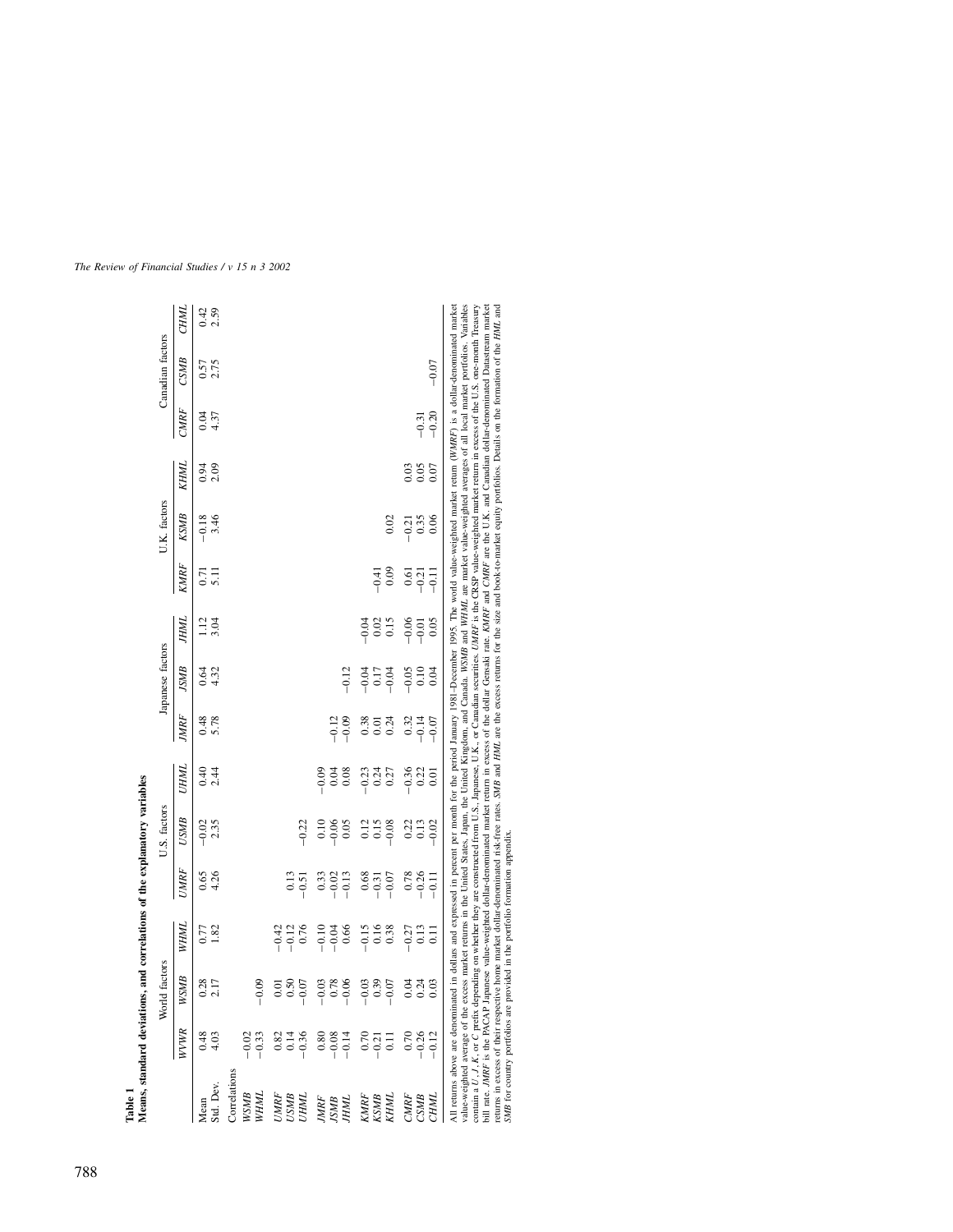**Table 1**
**Means, standard deviations, and correlations of the explanatory variables**

| | World factors | | | U.S. factors | | | Japanese factors | | | U.K. factors | | | Canadian factors | | |
|---|---|---|---|---|---|---|---|---|---|---|---|---|---|---|---|
| | *WVWR* | *WSMB* | *WHML* | *UMRF* | *USMB* | *UHML* | *JMRF* | *JSMB* | *JHML* | *KMRF* | *KSMB* | *KHML* | *CMRF* | *CSMB* | *CHML* |
| Mean | 0.48 | 0.28 | 0.77 | 0.65 | −0.02 | 0.40 | 0.48 | 0.64 | 1.12 | 0.71 | −0.18 | 0.94 | 0.04 | 0.57 | 0.42 |
| Std. Dev. | 4.03 | 2.17 | 1.82 | 4.26 | 2.35 | 2.44 | 5.78 | 4.32 | 3.04 | 5.11 | 3.46 | 2.09 | 4.37 | 2.75 | 2.59 |
| Correlations | | | | | | | | | | | | | | | |
| *WSMB* | −0.02 | | | | | | | | | | | | | | |
| *WHML* | −0.33 | −0.09 | | | | | | | | | | | | | |
| *UMRF* | 0.82 | 0.01 | −0.42 | | | | | | | | | | | | |
| *USMB* | 0.14 | 0.50 | −0.12 | 0.13 | | | | | | | | | | | |
| *UHML* | −0.36 | −0.07 | 0.76 | −0.51 | −0.22 | | | | | | | | | | |
| *JMRF* | 0.80 | −0.03 | −0.10 | 0.33 | 0.10 | −0.09 | | | | | | | | | |
| *JSMB* | −0.08 | 0.78 | −0.04 | −0.02 | −0.06 | 0.04 | −0.12 | | | | | | | | |
| *JHML* | −0.14 | −0.06 | 0.66 | −0.13 | 0.05 | 0.08 | −0.09 | −0.12 | | | | | | | |
| *KMRF* | 0.70 | −0.03 | −0.15 | 0.68 | 0.12 | −0.23 | 0.38 | −0.04 | −0.04 | | | | | | |
| *KSMB* | −0.21 | 0.39 | 0.16 | −0.31 | 0.15 | 0.24 | 0.01 | 0.17 | 0.02 | −0.41 | | | | | |
| *KHML* | 0.11 | −0.07 | 0.38 | −0.07 | −0.08 | 0.27 | 0.24 | −0.04 | 0.15 | 0.09 | 0.02 | | | | |
| *CMRF* | 0.70 | 0.04 | −0.27 | 0.78 | 0.22 | −0.36 | 0.32 | −0.05 | −0.06 | 0.61 | −0.21 | 0.03 | | | |
| *CSMB* | −0.26 | 0.24 | 0.13 | −0.26 | 0.13 | 0.22 | −0.14 | 0.10 | −0.01 | −0.21 | 0.35 | 0.05 | −0.31 | | |
| *CHML* | −0.12 | 0.03 | 0.11 | −0.11 | −0.02 | 0.01 | −0.07 | 0.04 | 0.05 | −0.11 | 0.06 | 0.07 | −0.20 | −0.07 | |

All returns above are denominated in dollars and expressed in percent per month for the period January 1981–December 1995. The world value-weighted market return (*WMRF*) is a dollar-denominated market value-weighted average of the excess market returns in the United States, Japan, the United Kingdom, and Canada. *WSMB* and *WHML* are market value-weighted averages of all local market portfolios. Variables contain a *U*, *J*, *K*, or *C* prefix depending on whether they are constructed from U.S., Japanese, U.K., or Canadian securities. *UMRF* is the CRSP value-weighted market return in excess of the U.S. one-month Treasury bill rate. *JMRF* is the PACAP Japanese value-weighted dollar-denominated market return in excess of the dollar Gensaki rate. *KMRF* and *CMRF* are the U.K. and Canadian dollar-denominated Datastream market returns in excess of their respective home market dollar-denominated risk-free rates. *SMB* and *HML* are the excess returns for the size and book-to-market equity portfolios. Details on the formation of the *HML* and *SMB* for country portfolios are provided in the portfolio formation appendix.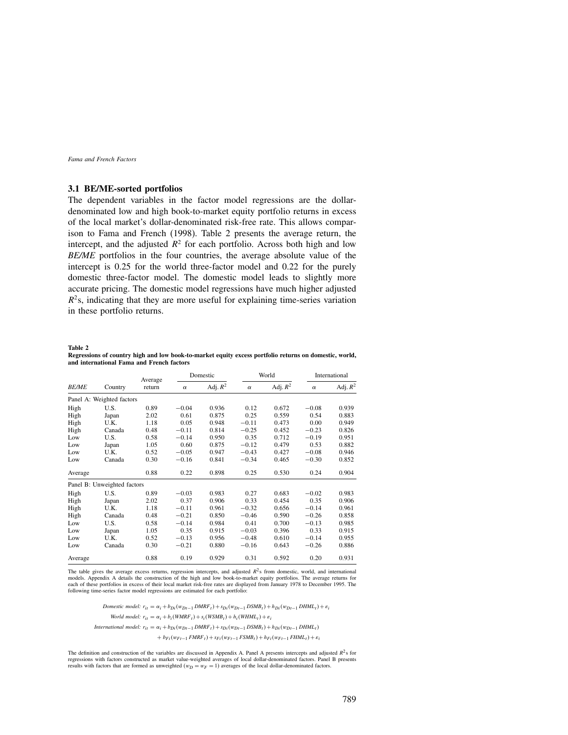### 3.1 BE/ME-sorted portfolios

The dependent variables in the factor model regressions are the dollar-denominated low and high book-to-market equity portfolio returns in excess of the local market's dollar-denominated risk-free rate. This allows comparison to Fama and French (1998). Table 2 presents the average return, the intercept, and the adjusted $R^2$ for each portfolio. Across both high and low *BE/ME* portfolios in the four countries, the average absolute value of the intercept is 0.25 for the world three-factor model and 0.22 for the purely domestic three-factor model. The domestic model leads to slightly more accurate pricing. The domestic model regressions have much higher adjusted $R^2$s, indicating that they are more useful for explaining time-series variation in these portfolio returns.

**Table 2**
**Regressions of country high and low book-to-market equity excess portfolio returns on domestic, world, and international Fama and French factors**

| | | Average | Domestic | | World | | International | |
|---|---|---|---|---|---|---|---|---|
| *BE/ME* | Country | return | $\alpha$ | Adj. $R^2$ | $\alpha$ | Adj. $R^2$ | $\alpha$ | Adj. $R^2$ |
| Panel A: Weighted factors | | | | | | | | |
| High | U.S. | 0.89 | −0.04 | 0.936 | 0.12 | 0.672 | −0.08 | 0.939 |
| High | Japan | 2.02 | 0.61 | 0.875 | 0.25 | 0.559 | 0.54 | 0.883 |
| High | U.K. | 1.18 | 0.05 | 0.948 | −0.11 | 0.473 | 0.00 | 0.949 |
| High | Canada | 0.48 | −0.11 | 0.814 | −0.25 | 0.452 | −0.23 | 0.826 |
| Low | U.S. | 0.58 | −0.14 | 0.950 | 0.35 | 0.712 | −0.19 | 0.951 |
| Low | Japan | 1.05 | 0.60 | 0.875 | −0.12 | 0.479 | 0.53 | 0.882 |
| Low | U.K. | 0.52 | −0.05 | 0.947 | −0.43 | 0.427 | −0.08 | 0.946 |
| Low | Canada | 0.30 | −0.16 | 0.841 | −0.34 | 0.465 | −0.30 | 0.852 |
| Average | | 0.88 | 0.22 | 0.898 | 0.25 | 0.530 | 0.24 | 0.904 |
| Panel B: Unweighted factors | | | | | | | | |
| High | U.S. | 0.89 | −0.03 | 0.983 | 0.27 | 0.683 | −0.02 | 0.983 |
| High | Japan | 2.02 | 0.37 | 0.906 | 0.33 | 0.454 | 0.35 | 0.906 |
| High | U.K. | 1.18 | −0.11 | 0.961 | −0.32 | 0.656 | −0.14 | 0.961 |
| High | Canada | 0.48 | −0.21 | 0.850 | −0.46 | 0.590 | −0.26 | 0.858 |
| Low | U.S. | 0.58 | −0.14 | 0.984 | 0.41 | 0.700 | −0.13 | 0.985 |
| Low | Japan | 1.05 | 0.35 | 0.915 | −0.03 | 0.396 | 0.33 | 0.915 |
| Low | U.K. | 0.52 | −0.13 | 0.956 | −0.48 | 0.610 | −0.14 | 0.955 |
| Low | Canada | 0.30 | −0.21 | 0.880 | −0.16 | 0.643 | −0.26 | 0.886 |
| Average | | 0.88 | 0.19 | 0.929 | 0.31 | 0.592 | 0.20 | 0.931 |

The table gives the average excess returns, regression intercepts, and adjusted $R^2$s from domestic, world, and international models. Appendix A details the construction of the high and low book-to-market equity portfolios. The average returns for each of these portfolios in excess of their local market risk-free rates are displayed from January 1978 to December 1995. The following time-series factor model regressions are estimated for each portfolio:

$$\text{Domestic model: } r_{it} = \alpha_i + b_{Di}(w_{Dt-1}\,DMRF_t) + s_{Di}(w_{Dt-1}\,DSMB_t) + h_{Di}(w_{Dt-1}\,DHML_t) + \varepsilon_i$$

$$\text{World model: } r_{it} = \alpha_i + b_i(WMRF_t) + s_i(WSMB_t) + h_i(WHML_t) + \varepsilon_i$$

$$\text{International model: } r_{it} = \alpha_i + b_{Di}(w_{Dt-1}\,DMRF_t) + s_{Di}(w_{Dt-1}\,DSMB_t) + h_{Di}(w_{Dt-1}\,DHML_t) + b_{Fi}(w_{Ft-1}\,FMRF_t) + s_{Fi}(w_{Ft-1}\,FSMB_t) + h_{Fi}(w_{Ft-1}\,FHML_t) + \varepsilon_i$$

The definition and construction of the variables are discussed in Appendix A. Panel A presents intercepts and adjusted $R^2$s for regressions with factors constructed as market value-weighted averages of local dollar-denominated factors. Panel B presents results with factors that are formed as unweighted ($w_D = w_F = 1$) averages of the local dollar-denominated factors.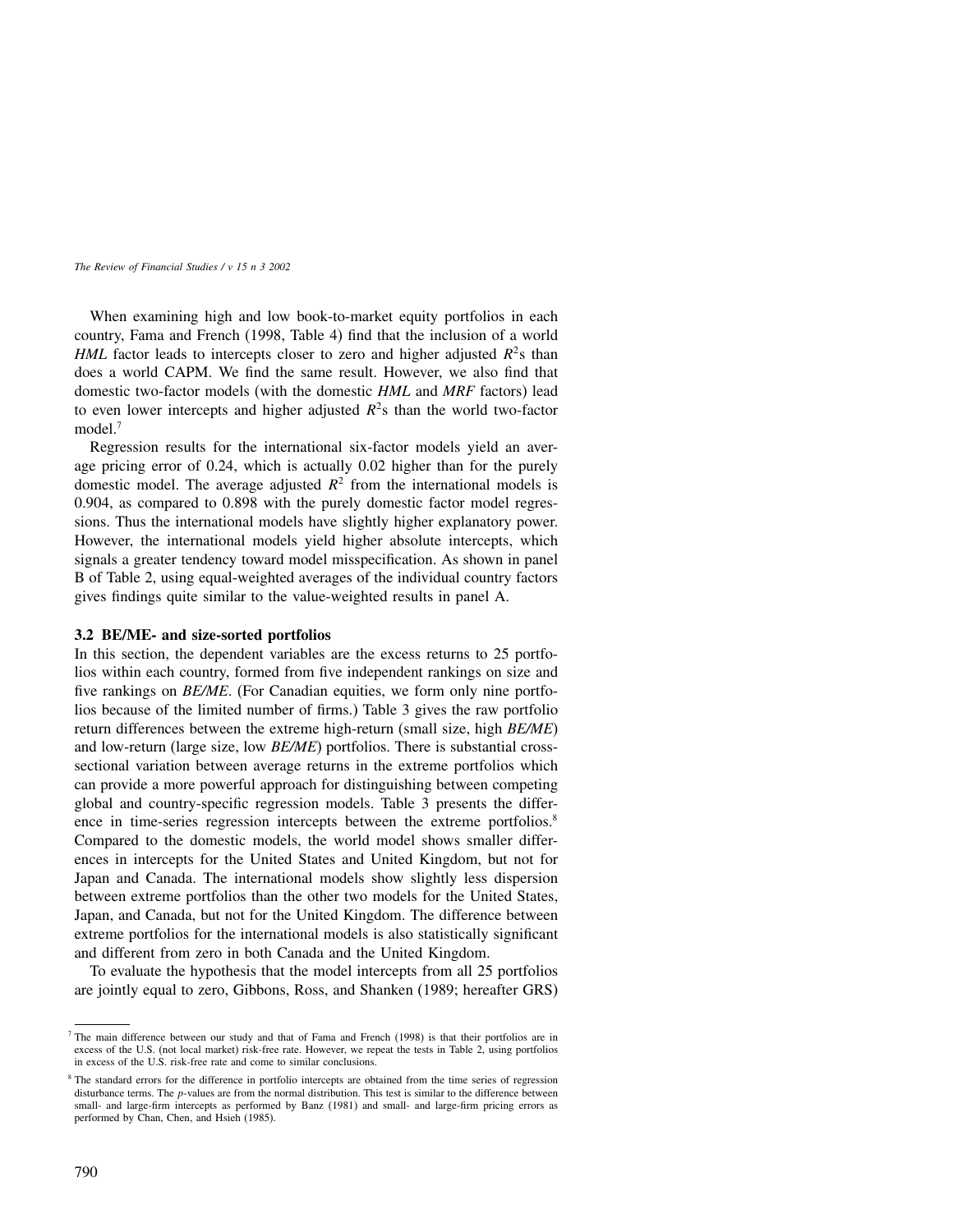When examining high and low book-to-market equity portfolios in each country, Fama and French (1998, Table 4) find that the inclusion of a world *HML* factor leads to intercepts closer to zero and higher adjusted $R^2$s than does a world CAPM. We find the same result. However, we also find that domestic two-factor models (with the domestic *HML* and *MRF* factors) lead to even lower intercepts and higher adjusted $R^2$s than the world two-factor model.[7]

Regression results for the international six-factor models yield an average pricing error of 0.24, which is actually 0.02 higher than for the purely domestic model. The average adjusted $R^2$ from the international models is 0.904, as compared to 0.898 with the purely domestic factor model regressions. Thus the international models have slightly higher explanatory power. However, the international models yield higher absolute intercepts, which signals a greater tendency toward model misspecification. As shown in panel B of Table 2, using equal-weighted averages of the individual country factors gives findings quite similar to the value-weighted results in panel A.

### 3.2 BE/ME- and size-sorted portfolios

In this section, the dependent variables are the excess returns to 25 portfolios within each country, formed from five independent rankings on size and five rankings on *BE/ME*. (For Canadian equities, we form only nine portfolios because of the limited number of firms.) Table 3 gives the raw portfolio return differences between the extreme high-return (small size, high *BE/ME*) and low-return (large size, low *BE/ME*) portfolios. There is substantial cross-sectional variation between average returns in the extreme portfolios which can provide a more powerful approach for distinguishing between competing global and country-specific regression models. Table 3 presents the difference in time-series regression intercepts between the extreme portfolios.[8] Compared to the domestic models, the world model shows smaller differences in intercepts for the United States and United Kingdom, but not for Japan and Canada. The international models show slightly less dispersion between extreme portfolios than the other two models for the United States, Japan, and Canada, but not for the United Kingdom. The difference between extreme portfolios for the international models is also statistically significant and different from zero in both Canada and the United Kingdom.

To evaluate the hypothesis that the model intercepts from all 25 portfolios are jointly equal to zero, Gibbons, Ross, and Shanken (1989; hereafter GRS)

---

[7] The main difference between our study and that of Fama and French (1998) is that their portfolios are in excess of the U.S. (not local market) risk-free rate. However, we repeat the tests in Table 2, using portfolios in excess of the U.S. risk-free rate and come to similar conclusions.

[8] The standard errors for the difference in portfolio intercepts are obtained from the time series of regression disturbance terms. The *p*-values are from the normal distribution. This test is similar to the difference between small- and large-firm intercepts as performed by Banz (1981) and small- and large-firm pricing errors as performed by Chan, Chen, and Hsieh (1985).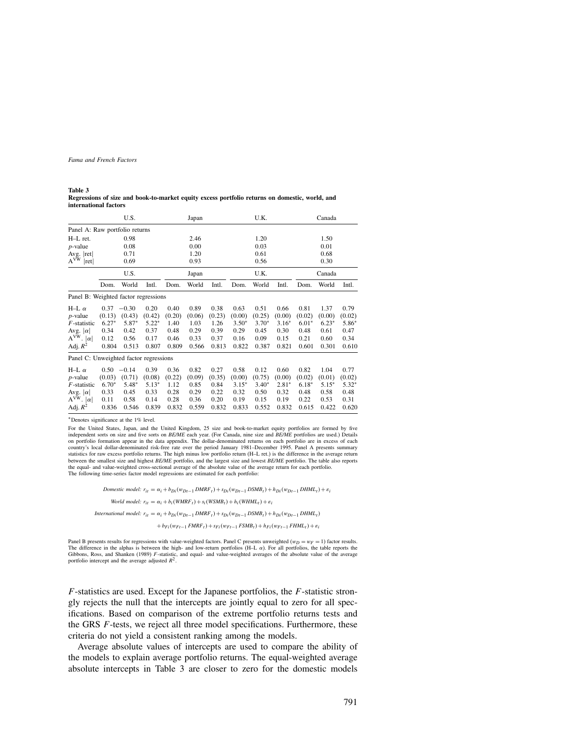**Table 3**
**Regressions of size and book-to-market equity excess portfolio returns on domestic, world, and international factors**

| | U.S. | | | Japan | | | U.K. | | | Canada | | |
|---|---|---|---|---|---|---|---|---|---|---|---|---|
| Panel A: Raw portfolio returns | | | | | | | | | | | | |
| H–L ret. | | 0.98 | | | 2.46 | | | 1.20 | | | 1.50 | |
| $p$-value | | 0.08 | | | 0.00 | | | 0.03 | | | 0.01 | |
| Avg. $\lvert ret \rvert$ | | 0.71 | | | 1.20 | | | 0.61 | | | 0.68 | |
| $A^{VW}$ $\lvert ret \rvert$ | | 0.69 | | | 0.93 | | | 0.56 | | | 0.30 | |
| | **U.S.** | | | **Japan** | | | **U.K.** | | | **Canada** | | |
| | Dom. | World | Intl. | Dom. | World | Intl. | Dom. | World | Intl. | Dom. | World | Intl. |
| Panel B: Weighted factor regressions | | | | | | | | | | | | |
| H–L $\alpha$ | 0.37 | −0.30 | 0.20 | 0.40 | 0.89 | 0.38 | 0.63 | 0.51 | 0.66 | 0.81 | 1.37 | 0.79 |
| $p$-value | (0.13) | (0.43) | (0.42) | (0.20) | (0.06) | (0.23) | (0.00) | (0.25) | (0.00) | (0.02) | (0.00) | (0.02) |
| $F$-statistic | 6.27* | 5.87* | 5.22* | 1.40 | 1.03 | 1.26 | 3.50* | 3.70* | 3.16* | 6.01* | 6.23* | 5.86* |
| Avg. $\lvert\alpha\rvert$ | 0.34 | 0.42 | 0.37 | 0.48 | 0.29 | 0.39 | 0.29 | 0.45 | 0.30 | 0.48 | 0.61 | 0.47 |
| $A^{VW}$. $\lvert\alpha\rvert$ | 0.12 | 0.56 | 0.17 | 0.46 | 0.33 | 0.37 | 0.16 | 0.09 | 0.15 | 0.21 | 0.60 | 0.34 |
| Adj. $R^2$ | 0.804 | 0.513 | 0.807 | 0.809 | 0.566 | 0.813 | 0.822 | 0.387 | 0.821 | 0.601 | 0.301 | 0.610 |
| Panel C: Unweighted factor regressions | | | | | | | | | | | | |
| H–L $\alpha$ | 0.50 | −0.14 | 0.39 | 0.36 | 0.82 | 0.27 | 0.58 | 0.12 | 0.60 | 0.82 | 1.04 | 0.77 |
| $p$-value | (0.03) | (0.71) | (0.08) | (0.22) | (0.09) | (0.35) | (0.00) | (0.75) | (0.00) | (0.02) | (0.01) | (0.02) |
| $F$-statistic | 6.70* | 5.48* | 5.13* | 1.12 | 0.85 | 0.84 | 3.15* | 3.40* | 2.81* | 6.18* | 5.15* | 5.32* |
| Avg. $\lvert\alpha\rvert$ | 0.33 | 0.45 | 0.33 | 0.28 | 0.29 | 0.22 | 0.32 | 0.50 | 0.32 | 0.48 | 0.58 | 0.48 |
| $A^{VW}$. $\lvert\alpha\rvert$ | 0.11 | 0.58 | 0.14 | 0.28 | 0.36 | 0.20 | 0.19 | 0.15 | 0.19 | 0.22 | 0.53 | 0.31 |
| Adj. $R^2$ | 0.836 | 0.546 | 0.839 | 0.832 | 0.559 | 0.832 | 0.833 | 0.552 | 0.832 | 0.615 | 0.422 | 0.620 |

*Denotes significance at the 1% level.

For the United States, Japan, and the United Kingdom, 25 size and book-to-market equity portfolios are formed by five independent sorts on size and five sorts on *BE/ME* each year. (For Canada, nine size and *BE/ME* portfolios are used.) Details on portfolio formation appear in the data appendix. The dollar-denominated returns on each portfolio are in excess of each country's local dollar-denominated risk-free rate over the period January 1981–December 1995. Panel A presents summary statistics for raw excess portfolio returns. The high minus low portfolio return (H–L ret.) is the difference in the average return between the smallest size and highest *BE/ME* portfolio, and the largest size and lowest *BE/ME* portfolio. The table also reports the equal- and value-weighted cross-sectional average of the absolute value of the average return for each portfolio.
The following time-series factor model regressions are estimated for each portfolio:

$$\text{Domestic model: } r_{it} = \alpha_i + b_{Di}(w_{Dt-1}\,DMRF_t) + s_{Di}(w_{Dt-1}\,DSMB_t) + h_{Di}(w_{Dt-1}\,DHML_t) + \varepsilon_i$$

$$\text{World model: } r_{it} = \alpha_i + b_i(WMRF_t) + s_i(WSMB_t) + h_i(WHML_t) + \varepsilon_i$$

$$\text{International model: } r_{it} = \alpha_i + b_{Di}(w_{Dt-1}\,DMRF_t) + s_{Di}(w_{Dt-1}\,DSMB_t) + h_{Di}(w_{Dt-1}\,DHML_t)$$

$$+ b_{Fi}(w_{Ft-1}\,FMRF_t) + s_{Fi}(w_{Ft-1}\,FSMB_t) + h_{Fi}(w_{Ft-1}\,FHML_t) + \varepsilon_i$$

Panel B presents results for regressions with value-weighted factors. Panel C presents unweighted ($w_D = w_F = 1$) factor results. The difference in the alphas is between the high- and low-return portfolios (H–L $\alpha$). For all portfolios, the table reports the Gibbons, Ross, and Shanken (1989) $F$-statistic, and equal- and value-weighted averages of the absolute value of the average portfolio intercept and the average adjusted $R^2$.

$F$-statistics are used. Except for the Japanese portfolios, the $F$-statistic strongly rejects the null that the intercepts are jointly equal to zero for all specifications. Based on comparison of the extreme portfolio returns tests and the GRS $F$-tests, we reject all three model specifications. Furthermore, these criteria do not yield a consistent ranking among the models.

Average absolute values of intercepts are used to compare the ability of the models to explain average portfolio returns. The equal-weighted average absolute intercepts in Table 3 are closer to zero for the domestic models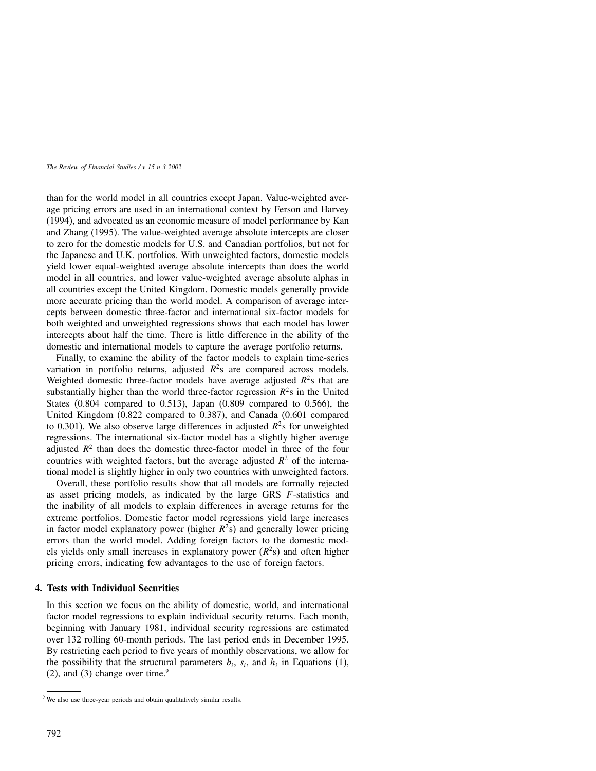than for the world model in all countries except Japan. Value-weighted average pricing errors are used in an international context by Ferson and Harvey (1994), and advocated as an economic measure of model performance by Kan and Zhang (1995). The value-weighted average absolute intercepts are closer to zero for the domestic models for U.S. and Canadian portfolios, but not for the Japanese and U.K. portfolios. With unweighted factors, domestic models yield lower equal-weighted average absolute intercepts than does the world model in all countries, and lower value-weighted average absolute alphas in all countries except the United Kingdom. Domestic models generally provide more accurate pricing than the world model. A comparison of average intercepts between domestic three-factor and international six-factor models for both weighted and unweighted regressions shows that each model has lower intercepts about half the time. There is little difference in the ability of the domestic and international models to capture the average portfolio returns.

Finally, to examine the ability of the factor models to explain time-series variation in portfolio returns, adjusted $R^2$s are compared across models. Weighted domestic three-factor models have average adjusted $R^2$s that are substantially higher than the world three-factor regression $R^2$s in the United States (0.804 compared to 0.513), Japan (0.809 compared to 0.566), the United Kingdom (0.822 compared to 0.387), and Canada (0.601 compared to 0.301). We also observe large differences in adjusted $R^2$s for unweighted regressions. The international six-factor model has a slightly higher average adjusted $R^2$ than does the domestic three-factor model in three of the four countries with weighted factors, but the average adjusted $R^2$ of the international model is slightly higher in only two countries with unweighted factors.

Overall, these portfolio results show that all models are formally rejected as asset pricing models, as indicated by the large GRS $F$-statistics and the inability of all models to explain differences in average returns for the extreme portfolios. Domestic factor model regressions yield large increases in factor model explanatory power (higher $R^2$s) and generally lower pricing errors than the world model. Adding foreign factors to the domestic models yields only small increases in explanatory power ($R^2$s) and often higher pricing errors, indicating few advantages to the use of foreign factors.

## 4. Tests with Individual Securities

In this section we focus on the ability of domestic, world, and international factor model regressions to explain individual security returns. Each month, beginning with January 1981, individual security regressions are estimated over 132 rolling 60-month periods. The last period ends in December 1995. By restricting each period to five years of monthly observations, we allow for the possibility that the structural parameters $b_i$, $s_i$, and $h_i$ in Equations (1), (2), and (3) change over time.[9]

[9] We also use three-year periods and obtain qualitatively similar results.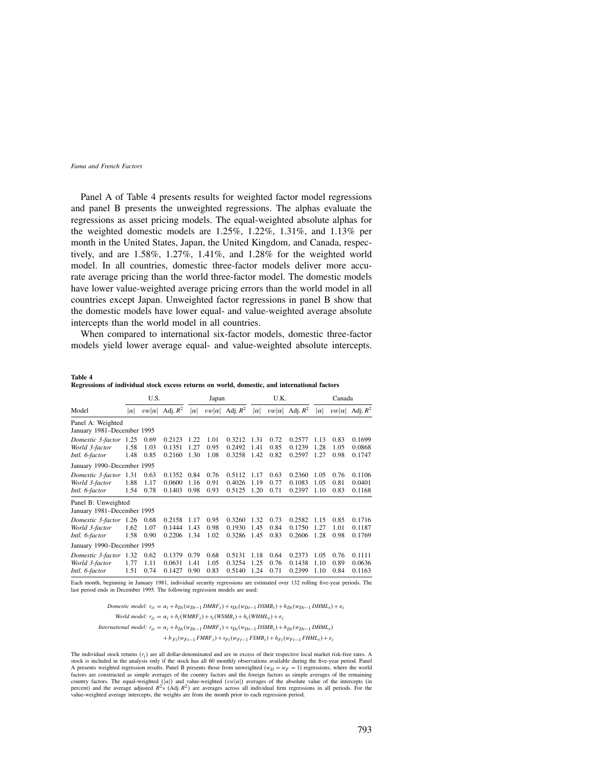Panel A of Table 4 presents results for weighted factor model regressions and panel B presents the unweighted regressions. The alphas evaluate the regressions as asset pricing models. The equal-weighted absolute alphas for the weighted domestic models are 1.25%, 1.22%, 1.31%, and 1.13% per month in the United States, Japan, the United Kingdom, and Canada, respectively, and are 1.58%, 1.27%, 1.41%, and 1.28% for the weighted world model. In all countries, domestic three-factor models deliver more accurate average pricing than the world three-factor model. The domestic models have lower value-weighted average pricing errors than the world model in all countries except Japan. Unweighted factor regressions in panel B show that the domestic models have lower equal- and value-weighted average absolute intercepts than the world model in all countries.

When compared to international six-factor models, domestic three-factor models yield lower average equal- and value-weighted absolute intercepts.

**Table 4**
**Regressions of individual stock excess returns on world, domestic, and international factors**

| | U.S. | | | Japan | | | U.K. | | | Canada | | |
|---|---|---|---|---|---|---|---|---|---|---|---|---|
| Model | $\lvert\alpha\rvert$ | $vw\lvert\alpha\rvert$ | Adj. $R^2$ | $\lvert\alpha\rvert$ | $vw\lvert\alpha\rvert$ | Adj. $R^2$ | $\lvert\alpha\rvert$ | $vw\lvert\alpha\rvert$ | Adj. $R^2$ | $\lvert\alpha\rvert$ | $vw\lvert\alpha\rvert$ | Adj. $R^2$ |
| Panel A: Weighted | | | | | | | | | | | | |
| January 1981–December 1995 | | | | | | | | | | | | |
| *Domestic 3-factor* | 1.25 | 0.69 | 0.2123 | 1.22 | 1.01 | 0.3212 | 1.31 | 0.72 | 0.2577 | 1.13 | 0.83 | 0.1699 |
| *World 3-factor* | 1.58 | 1.03 | 0.1351 | 1.27 | 0.95 | 0.2492 | 1.41 | 0.85 | 0.1239 | 1.28 | 1.05 | 0.0868 |
| *Intl. 6-factor* | 1.48 | 0.85 | 0.2160 | 1.30 | 1.08 | 0.3258 | 1.42 | 0.82 | 0.2597 | 1.27 | 0.98 | 0.1747 |
| January 1990–December 1995 | | | | | | | | | | | | |
| *Domestic 3-factor* | 1.31 | 0.63 | 0.1352 | 0.84 | 0.76 | 0.5112 | 1.17 | 0.63 | 0.2360 | 1.05 | 0.76 | 0.1106 |
| *World 3-factor* | 1.88 | 1.17 | 0.0600 | 1.16 | 0.91 | 0.4026 | 1.19 | 0.77 | 0.1083 | 1.05 | 0.81 | 0.0401 |
| *Intl. 6-factor* | 1.54 | 0.78 | 0.1403 | 0.98 | 0.93 | 0.5125 | 1.20 | 0.71 | 0.2397 | 1.10 | 0.83 | 0.1168 |
| Panel B: Unweighted | | | | | | | | | | | | |
| January 1981–December 1995 | | | | | | | | | | | | |
| *Domestic 3-factor* | 1.26 | 0.68 | 0.2158 | 1.17 | 0.95 | 0.3260 | 1.32 | 0.73 | 0.2582 | 1.15 | 0.85 | 0.1716 |
| *World 3-factor* | 1.62 | 1.07 | 0.1444 | 1.43 | 0.98 | 0.1930 | 1.45 | 0.84 | 0.1750 | 1.27 | 1.01 | 0.1187 |
| *Intl. 6-factor* | 1.58 | 0.90 | 0.2206 | 1.34 | 1.02 | 0.3286 | 1.45 | 0.83 | 0.2606 | 1.28 | 0.98 | 0.1769 |
| January 1990–December 1995 | | | | | | | | | | | | |
| *Domestic 3-factor* | 1.32 | 0.62 | 0.1379 | 0.79 | 0.68 | 0.5131 | 1.18 | 0.64 | 0.2373 | 1.05 | 0.76 | 0.1111 |
| *World 3-factor* | 1.77 | 1.11 | 0.0631 | 1.41 | 1.05 | 0.3254 | 1.25 | 0.76 | 0.1438 | 1.10 | 0.89 | 0.0636 |
| *Intl. 6-factor* | 1.51 | 0.74 | 0.1427 | 0.90 | 0.83 | 0.5140 | 1.24 | 0.71 | 0.2399 | 1.10 | 0.84 | 0.1163 |

Each month, beginning in January 1981, individual security regressions are estimated over 132 rolling five-year periods. The last period ends in December 1995. The following regression models are used:

$$\textit{Domestic model: } r_{it} = \alpha_i + b_{Di}(w_{Dt-1}\,DMRF_t) + s_{Di}(w_{Dt-1}\,DSMB_t) + h_{Di}(w_{Dt-1}\,DHML_t) + \varepsilon_i$$

$$\textit{World model: } r_{it} = \alpha_i + b_i(WMRF_t) + s_i(WSMB_t) + h_i(WHML_t) + \varepsilon_i$$

$$\textit{International model: } r_{it} = \alpha_i + b_{Di}(w_{Dt-1}\,DMRF_t) + s_{Di}(w_{Dt-1}\,DSMB_t) + h_{Di}(w_{Dt-1}\,DHML_t) + b_{Fi}(w_{Ft-1}\,FMRF_t) + s_{Fi}(w_{Ft-1}\,FSMB_t) + h_{Fi}(w_{Ft-1}\,FHML_t) + \varepsilon_i$$

The individual stock returns ($r_i$) are all dollar-denominated and are in excess of their respective local market risk-free rates. A stock is included in the analysis only if the stock has all 60 monthly observations available during the five-year period. Panel A presents weighted regression results. Panel B presents those from unweighted ($w_D = w_F = 1$) regressions, where the world factors are constructed as simple averages of the country factors and the foreign factors as simple averages of the remaining country factors. The equal-weighted ($\lvert\alpha\rvert$) and value-weighted ($vw\lvert\alpha\rvert$) averages of the absolute value of the intercepts (in percent) and the average adjusted $R^2$s (Adj. $R^2$) are averages across all individual firm regressions in all periods. For the value-weighted average intercepts, the weights are from the month prior to each regression period.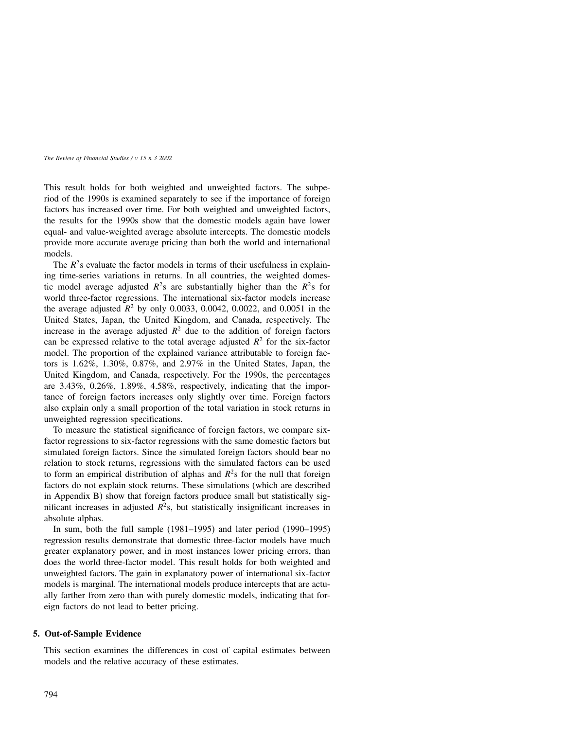This result holds for both weighted and unweighted factors. The subperiod of the 1990s is examined separately to see if the importance of foreign factors has increased over time. For both weighted and unweighted factors, the results for the 1990s show that the domestic models again have lower equal- and value-weighted average absolute intercepts. The domestic models provide more accurate average pricing than both the world and international models.

The $R^2$s evaluate the factor models in terms of their usefulness in explaining time-series variations in returns. In all countries, the weighted domestic model average adjusted $R^2$s are substantially higher than the $R^2$s for world three-factor regressions. The international six-factor models increase the average adjusted $R^2$ by only 0.0033, 0.0042, 0.0022, and 0.0051 in the United States, Japan, the United Kingdom, and Canada, respectively. The increase in the average adjusted $R^2$ due to the addition of foreign factors can be expressed relative to the total average adjusted $R^2$ for the six-factor model. The proportion of the explained variance attributable to foreign factors is 1.62%, 1.30%, 0.87%, and 2.97% in the United States, Japan, the United Kingdom, and Canada, respectively. For the 1990s, the percentages are 3.43%, 0.26%, 1.89%, 4.58%, respectively, indicating that the importance of foreign factors increases only slightly over time. Foreign factors also explain only a small proportion of the total variation in stock returns in unweighted regression specifications.

To measure the statistical significance of foreign factors, we compare six-factor regressions to six-factor regressions with the same domestic factors but simulated foreign factors. Since the simulated foreign factors should bear no relation to stock returns, regressions with the simulated factors can be used to form an empirical distribution of alphas and $R^2$s for the null that foreign factors do not explain stock returns. These simulations (which are described in Appendix B) show that foreign factors produce small but statistically significant increases in adjusted $R^2$s, but statistically insignificant increases in absolute alphas.

In sum, both the full sample (1981–1995) and later period (1990–1995) regression results demonstrate that domestic three-factor models have much greater explanatory power, and in most instances lower pricing errors, than does the world three-factor model. This result holds for both weighted and unweighted factors. The gain in explanatory power of international six-factor models is marginal. The international models produce intercepts that are actually farther from zero than with purely domestic models, indicating that foreign factors do not lead to better pricing.

## 5. Out-of-Sample Evidence

This section examines the differences in cost of capital estimates between models and the relative accuracy of these estimates.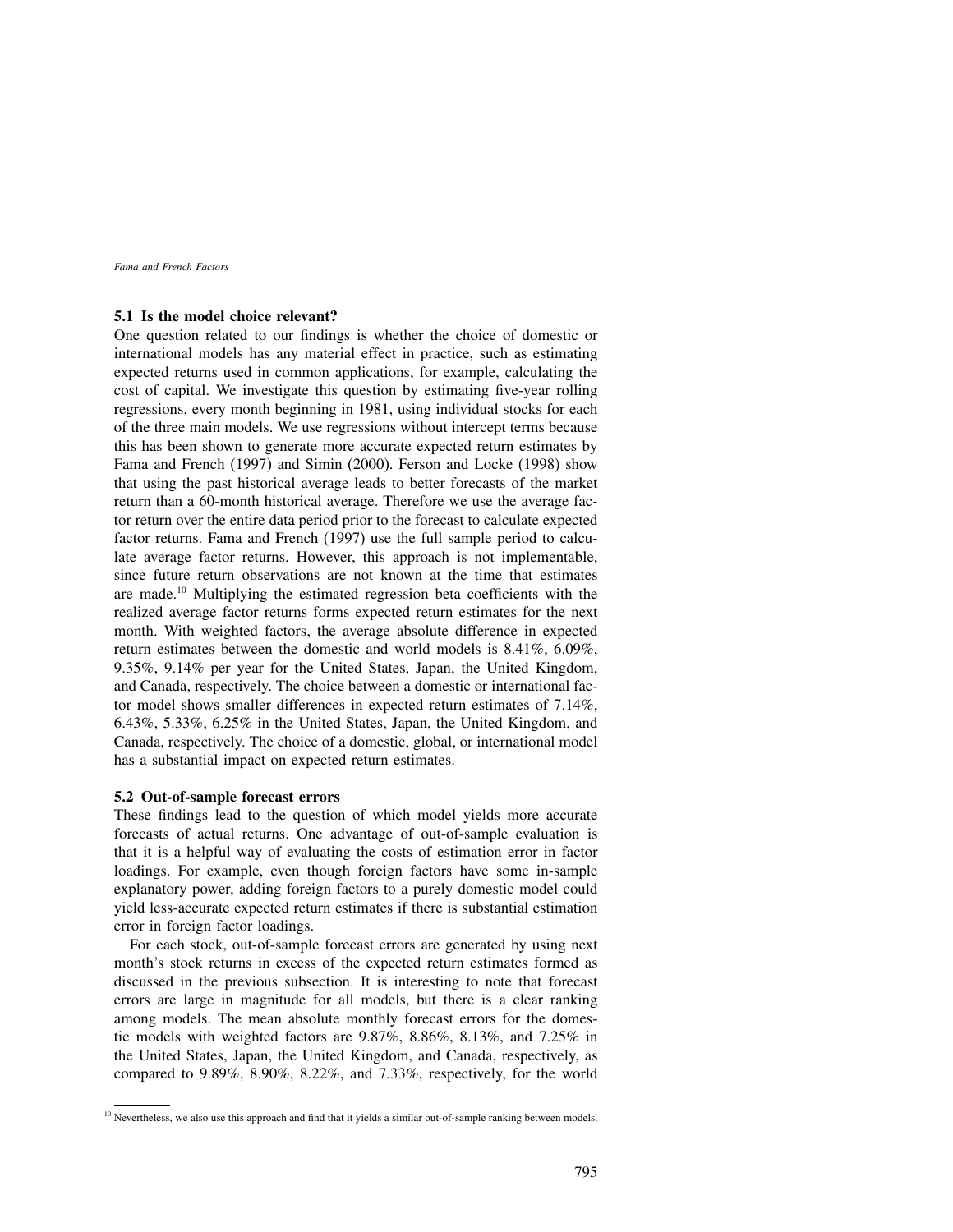### 5.1 Is the model choice relevant?

One question related to our findings is whether the choice of domestic or international models has any material effect in practice, such as estimating expected returns used in common applications, for example, calculating the cost of capital. We investigate this question by estimating five-year rolling regressions, every month beginning in 1981, using individual stocks for each of the three main models. We use regressions without intercept terms because this has been shown to generate more accurate expected return estimates by Fama and French (1997) and Simin (2000). Ferson and Locke (1998) show that using the past historical average leads to better forecasts of the market return than a 60-month historical average. Therefore we use the average factor return over the entire data period prior to the forecast to calculate expected factor returns. Fama and French (1997) use the full sample period to calculate average factor returns. However, this approach is not implementable, since future return observations are not known at the time that estimates are made.[10] Multiplying the estimated regression beta coefficients with the realized average factor returns forms expected return estimates for the next month. With weighted factors, the average absolute difference in expected return estimates between the domestic and world models is 8.41%, 6.09%, 9.35%, 9.14% per year for the United States, Japan, the United Kingdom, and Canada, respectively. The choice between a domestic or international factor model shows smaller differences in expected return estimates of 7.14%, 6.43%, 5.33%, 6.25% in the United States, Japan, the United Kingdom, and Canada, respectively. The choice of a domestic, global, or international model has a substantial impact on expected return estimates.

### 5.2 Out-of-sample forecast errors

These findings lead to the question of which model yields more accurate forecasts of actual returns. One advantage of out-of-sample evaluation is that it is a helpful way of evaluating the costs of estimation error in factor loadings. For example, even though foreign factors have some in-sample explanatory power, adding foreign factors to a purely domestic model could yield less-accurate expected return estimates if there is substantial estimation error in foreign factor loadings.

For each stock, out-of-sample forecast errors are generated by using next month's stock returns in excess of the expected return estimates formed as discussed in the previous subsection. It is interesting to note that forecast errors are large in magnitude for all models, but there is a clear ranking among models. The mean absolute monthly forecast errors for the domestic models with weighted factors are 9.87%, 8.86%, 8.13%, and 7.25% in the United States, Japan, the United Kingdom, and Canada, respectively, as compared to 9.89%, 8.90%, 8.22%, and 7.33%, respectively, for the world

[10] Nevertheless, we also use this approach and find that it yields a similar out-of-sample ranking between models.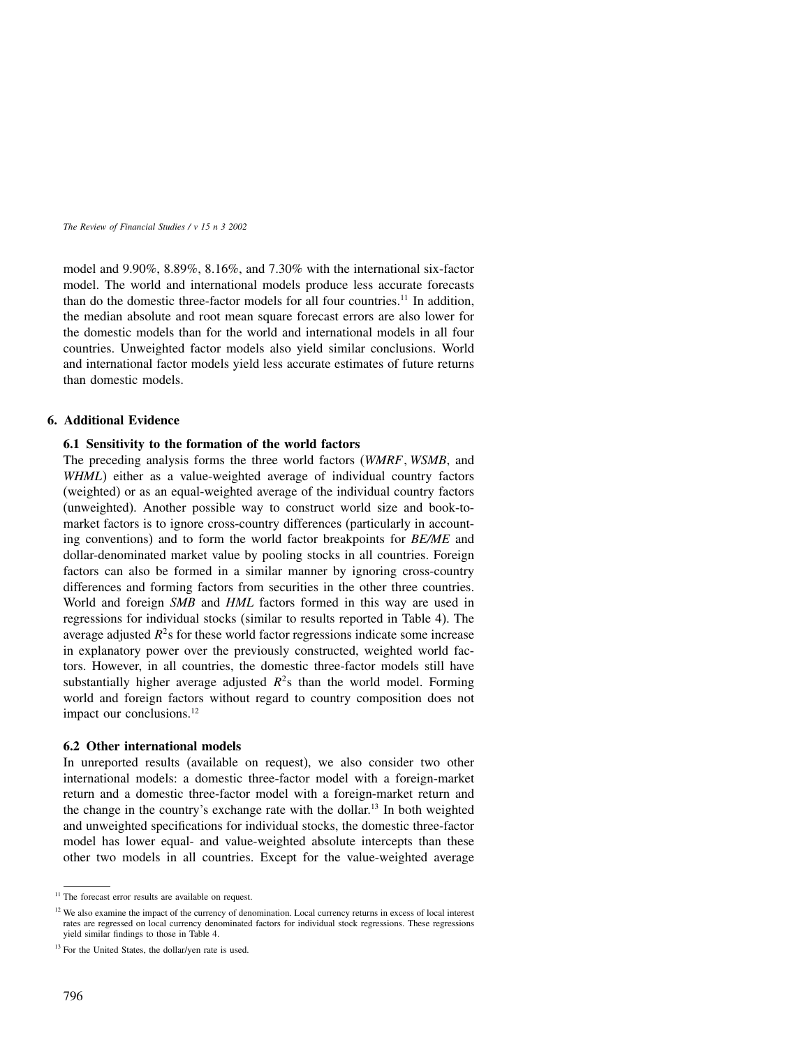model and 9.90%, 8.89%, 8.16%, and 7.30% with the international six-factor model. The world and international models produce less accurate forecasts than do the domestic three-factor models for all four countries.[11] In addition, the median absolute and root mean square forecast errors are also lower for the domestic models than for the world and international models in all four countries. Unweighted factor models also yield similar conclusions. World and international factor models yield less accurate estimates of future returns than domestic models.

## 6. Additional Evidence

### 6.1 Sensitivity to the formation of the world factors

The preceding analysis forms the three world factors (*WMRF*, *WSMB*, and *WHML*) either as a value-weighted average of individual country factors (weighted) or as an equal-weighted average of the individual country factors (unweighted). Another possible way to construct world size and book-to-market factors is to ignore cross-country differences (particularly in accounting conventions) and to form the world factor breakpoints for *BE/ME* and dollar-denominated market value by pooling stocks in all countries. Foreign factors can also be formed in a similar manner by ignoring cross-country differences and forming factors from securities in the other three countries. World and foreign *SMB* and *HML* factors formed in this way are used in regressions for individual stocks (similar to results reported in Table 4). The average adjusted $R^2$s for these world factor regressions indicate some increase in explanatory power over the previously constructed, weighted world factors. However, in all countries, the domestic three-factor models still have substantially higher average adjusted $R^2$s than the world model. Forming world and foreign factors without regard to country composition does not impact our conclusions.[12]

### 6.2 Other international models

In unreported results (available on request), we also consider two other international models: a domestic three-factor model with a foreign-market return and a domestic three-factor model with a foreign-market return and the change in the country's exchange rate with the dollar.[13] In both weighted and unweighted specifications for individual stocks, the domestic three-factor model has lower equal- and value-weighted absolute intercepts than these other two models in all countries. Except for the value-weighted average

---

[11] The forecast error results are available on request.

[12] We also examine the impact of the currency of denomination. Local currency returns in excess of local interest rates are regressed on local currency denominated factors for individual stock regressions. These regressions yield similar findings to those in Table 4.

[13] For the United States, the dollar/yen rate is used.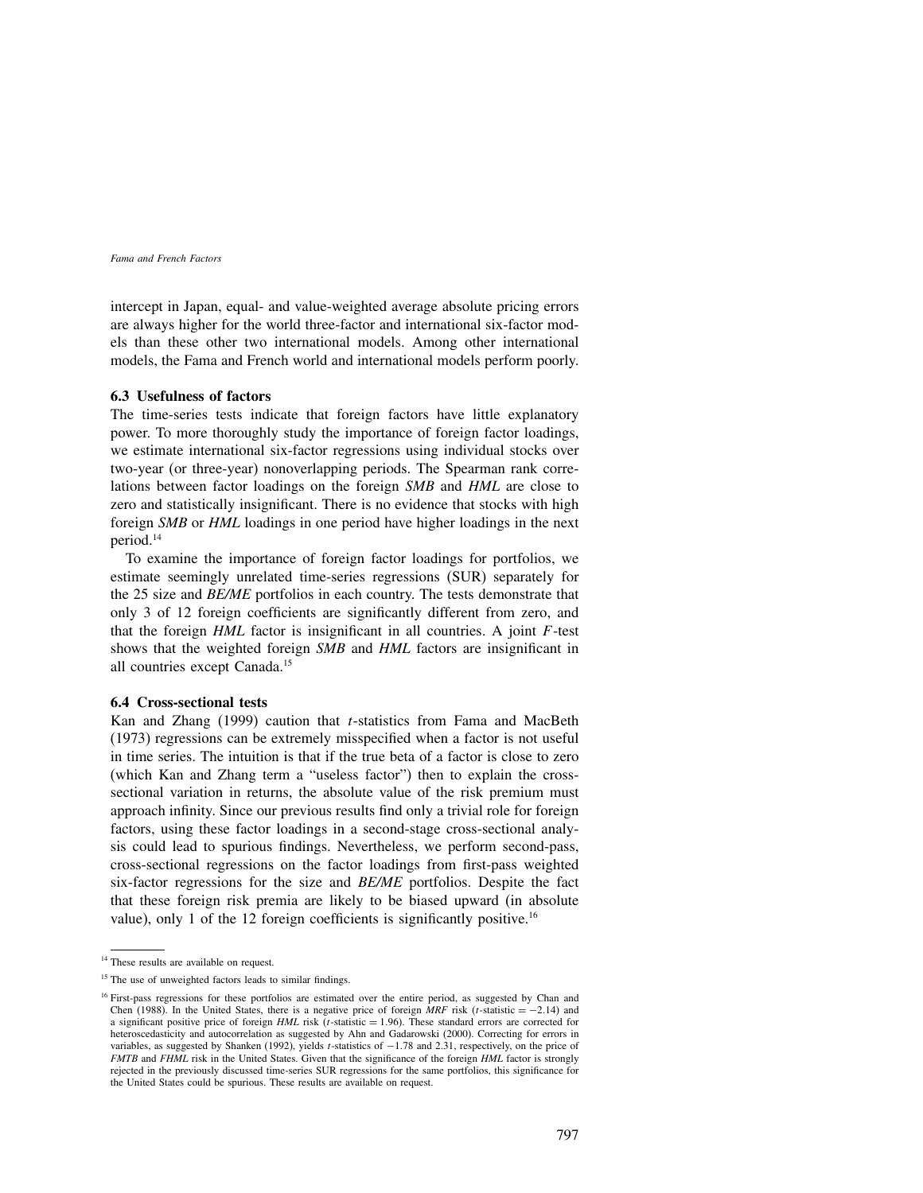intercept in Japan, equal- and value-weighted average absolute pricing errors are always higher for the world three-factor and international six-factor models than these other two international models. Among other international models, the Fama and French world and international models perform poorly.

### 6.3 Usefulness of factors

The time-series tests indicate that foreign factors have little explanatory power. To more thoroughly study the importance of foreign factor loadings, we estimate international six-factor regressions using individual stocks over two-year (or three-year) nonoverlapping periods. The Spearman rank correlations between factor loadings on the foreign *SMB* and *HML* are close to zero and statistically insignificant. There is no evidence that stocks with high foreign *SMB* or *HML* loadings in one period have higher loadings in the next period.[14]

To examine the importance of foreign factor loadings for portfolios, we estimate seemingly unrelated time-series regressions (SUR) separately for the 25 size and *BE/ME* portfolios in each country. The tests demonstrate that only 3 of 12 foreign coefficients are significantly different from zero, and that the foreign *HML* factor is insignificant in all countries. A joint $F$-test shows that the weighted foreign *SMB* and *HML* factors are insignificant in all countries except Canada.[15]

### 6.4 Cross-sectional tests

Kan and Zhang (1999) caution that $t$-statistics from Fama and MacBeth (1973) regressions can be extremely misspecified when a factor is not useful in time series. The intuition is that if the true beta of a factor is close to zero (which Kan and Zhang term a "useless factor") then to explain the cross-sectional variation in returns, the absolute value of the risk premium must approach infinity. Since our previous results find only a trivial role for foreign factors, using these factor loadings in a second-stage cross-sectional analysis could lead to spurious findings. Nevertheless, we perform second-pass, cross-sectional regressions on the factor loadings from first-pass weighted six-factor regressions for the size and *BE/ME* portfolios. Despite the fact that these foreign risk premia are likely to be biased upward (in absolute value), only 1 of the 12 foreign coefficients is significantly positive.[16]

---

[14] These results are available on request.

[15] The use of unweighted factors leads to similar findings.

[16] First-pass regressions for these portfolios are estimated over the entire period, as suggested by Chan and Chen (1988). In the United States, there is a negative price of foreign *MRF* risk ($t$-statistic $= -2.14$) and a significant positive price of foreign *HML* risk ($t$-statistic $= 1.96$). These standard errors are corrected for heteroscedasticity and autocorrelation as suggested by Ahn and Gadarowski (2000). Correcting for errors in variables, as suggested by Shanken (1992), yields $t$-statistics of $-1.78$ and 2.31, respectively, on the price of *FMTB* and *FHML* risk in the United States. Given that the significance of the foreign *HML* factor is strongly rejected in the previously discussed time-series SUR regressions for the same portfolios, this significance for the United States could be spurious. These results are available on request.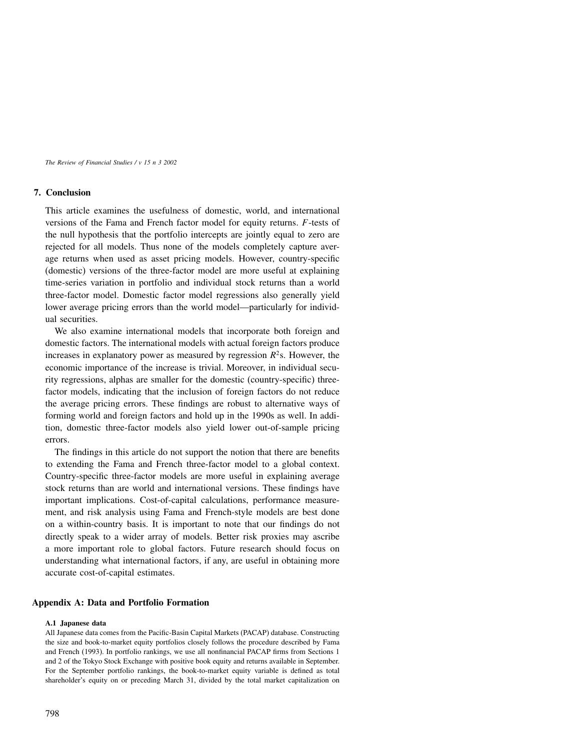## 7. Conclusion

This article examines the usefulness of domestic, world, and international versions of the Fama and French factor model for equity returns. $F$-tests of the null hypothesis that the portfolio intercepts are jointly equal to zero are rejected for all models. Thus none of the models completely capture average returns when used as asset pricing models. However, country-specific (domestic) versions of the three-factor model are more useful at explaining time-series variation in portfolio and individual stock returns than a world three-factor model. Domestic factor model regressions also generally yield lower average pricing errors than the world model—particularly for individual securities.

We also examine international models that incorporate both foreign and domestic factors. The international models with actual foreign factors produce increases in explanatory power as measured by regression $R^2$s. However, the economic importance of the increase is trivial. Moreover, in individual security regressions, alphas are smaller for the domestic (country-specific) three-factor models, indicating that the inclusion of foreign factors do not reduce the average pricing errors. These findings are robust to alternative ways of forming world and foreign factors and hold up in the 1990s as well. In addition, domestic three-factor models also yield lower out-of-sample pricing errors.

The findings in this article do not support the notion that there are benefits to extending the Fama and French three-factor model to a global context. Country-specific three-factor models are more useful in explaining average stock returns than are world and international versions. These findings have important implications. Cost-of-capital calculations, performance measurement, and risk analysis using Fama and French-style models are best done on a within-country basis. It is important to note that our findings do not directly speak to a wider array of models. Better risk proxies may ascribe a more important role to global factors. Future research should focus on understanding what international factors, if any, are useful in obtaining more accurate cost-of-capital estimates.

## Appendix A: Data and Portfolio Formation

### A.1 Japanese data

All Japanese data comes from the Pacific-Basin Capital Markets (PACAP) database. Constructing the size and book-to-market equity portfolios closely follows the procedure described by Fama and French (1993). In portfolio rankings, we use all nonfinancial PACAP firms from Sections 1 and 2 of the Tokyo Stock Exchange with positive book equity and returns available in September. For the September portfolio rankings, the book-to-market equity variable is defined as total shareholder's equity on or preceding March 31, divided by the total market capitalization on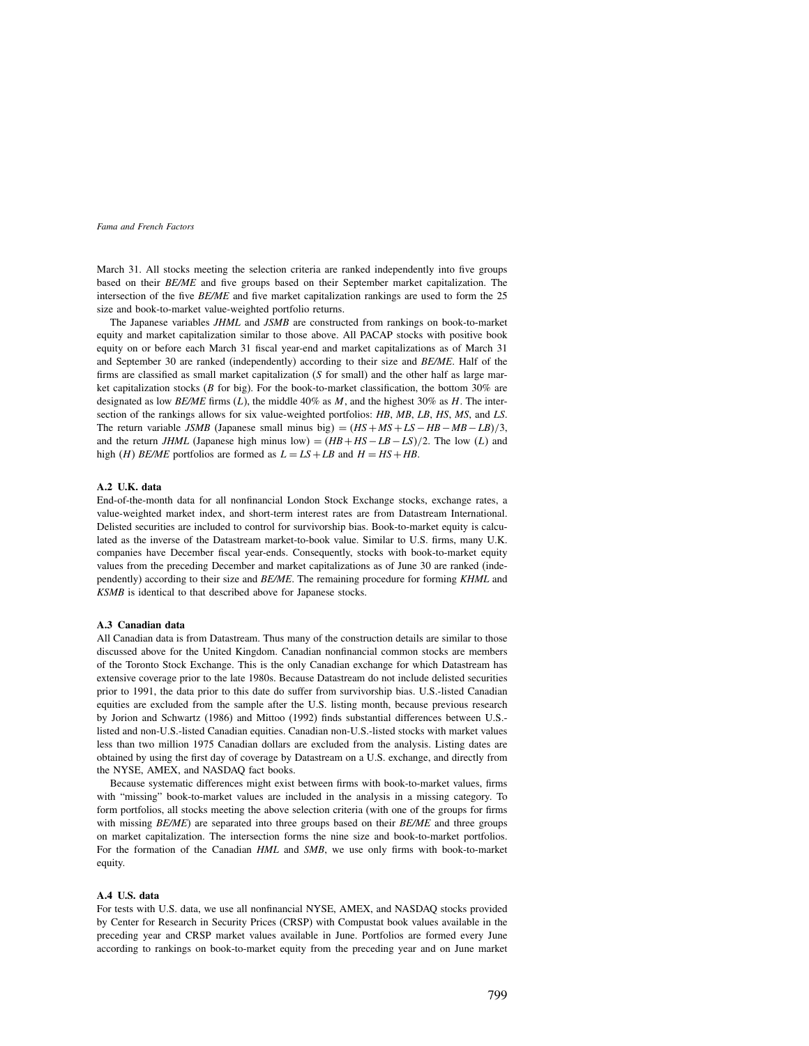March 31. All stocks meeting the selection criteria are ranked independently into five groups based on their *BE/ME* and five groups based on their September market capitalization. The intersection of the five *BE/ME* and five market capitalization rankings are used to form the 25 size and book-to-market value-weighted portfolio returns.

The Japanese variables *JHML* and *JSMB* are constructed from rankings on book-to-market equity and market capitalization similar to those above. All PACAP stocks with positive book equity on or before each March 31 fiscal year-end and market capitalizations as of March 31 and September 30 are ranked (independently) according to their size and *BE/ME*. Half of the firms are classified as small market capitalization ($S$ for small) and the other half as large market capitalization stocks ($B$ for big). For the book-to-market classification, the bottom 30% are designated as low *BE/ME* firms ($L$), the middle 40% as $M$, and the highest 30% as $H$. The intersection of the rankings allows for six value-weighted portfolios: $HB$, $MB$, $LB$, $HS$, $MS$, and $LS$. The return variable *JSMB* (Japanese small minus big) $= (HS + MS + LS - HB - MB - LB)/3$, and the return *JHML* (Japanese high minus low) $= (HB + HS - LB - LS)/2$. The low ($L$) and high ($H$) *BE/ME* portfolios are formed as $L = LS + LB$ and $H = HS + HB$.

### A.2 U.K. data

End-of-the-month data for all nonfinancial London Stock Exchange stocks, exchange rates, a value-weighted market index, and short-term interest rates are from Datastream International. Delisted securities are included to control for survivorship bias. Book-to-market equity is calculated as the inverse of the Datastream market-to-book value. Similar to U.S. firms, many U.K. companies have December fiscal year-ends. Consequently, stocks with book-to-market equity values from the preceding December and market capitalizations as of June 30 are ranked (independently) according to their size and *BE/ME*. The remaining procedure for forming *KHML* and *KSMB* is identical to that described above for Japanese stocks.

### A.3 Canadian data

All Canadian data is from Datastream. Thus many of the construction details are similar to those discussed above for the United Kingdom. Canadian nonfinancial common stocks are members of the Toronto Stock Exchange. This is the only Canadian exchange for which Datastream has extensive coverage prior to the late 1980s. Because Datastream do not include delisted securities prior to 1991, the data prior to this date do suffer from survivorship bias. U.S.-listed Canadian equities are excluded from the sample after the U.S. listing month, because previous research by Jorion and Schwartz (1986) and Mittoo (1992) finds substantial differences between U.S.-listed and non-U.S.-listed Canadian equities. Canadian non-U.S.-listed stocks with market values less than two million 1975 Canadian dollars are excluded from the analysis. Listing dates are obtained by using the first day of coverage by Datastream on a U.S. exchange, and directly from the NYSE, AMEX, and NASDAQ fact books.

Because systematic differences might exist between firms with book-to-market values, firms with "missing" book-to-market values are included in the analysis in a missing category. To form portfolios, all stocks meeting the above selection criteria (with one of the groups for firms with missing *BE/ME*) are separated into three groups based on their *BE/ME* and three groups on market capitalization. The intersection forms the nine size and book-to-market portfolios. For the formation of the Canadian *HML* and *SMB*, we use only firms with book-to-market equity.

### A.4 U.S. data

For tests with U.S. data, we use all nonfinancial NYSE, AMEX, and NASDAQ stocks provided by Center for Research in Security Prices (CRSP) with Compustat book values available in the preceding year and CRSP market values available in June. Portfolios are formed every June according to rankings on book-to-market equity from the preceding year and on June market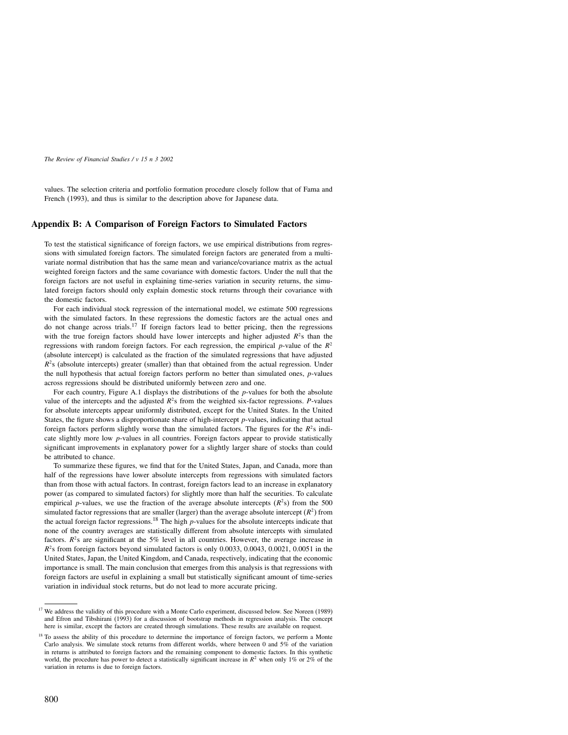values. The selection criteria and portfolio formation procedure closely follow that of Fama and French (1993), and thus is similar to the description above for Japanese data.

## Appendix B: A Comparison of Foreign Factors to Simulated Factors

To test the statistical significance of foreign factors, we use empirical distributions from regressions with simulated foreign factors. The simulated foreign factors are generated from a multivariate normal distribution that has the same mean and variance/covariance matrix as the actual weighted foreign factors and the same covariance with domestic factors. Under the null that the foreign factors are not useful in explaining time-series variation in security returns, the simulated foreign factors should only explain domestic stock returns through their covariance with the domestic factors.

For each individual stock regression of the international model, we estimate 500 regressions with the simulated factors. In these regressions the domestic factors are the actual ones and do not change across trials.[17] If foreign factors lead to better pricing, then the regressions with the true foreign factors should have lower intercepts and higher adjusted $R^2$s than the regressions with random foreign factors. For each regression, the empirical $p$-value of the $R^2$ (absolute intercept) is calculated as the fraction of the simulated regressions that have adjusted $R^2$s (absolute intercepts) greater (smaller) than that obtained from the actual regression. Under the null hypothesis that actual foreign factors perform no better than simulated ones, $p$-values across regressions should be distributed uniformly between zero and one.

For each country, Figure A.1 displays the distributions of the $p$-values for both the absolute value of the intercepts and the adjusted $R^2$s from the weighted six-factor regressions. $P$-values for absolute intercepts appear uniformly distributed, except for the United States. In the United States, the figure shows a disproportionate share of high-intercept $p$-values, indicating that actual foreign factors perform slightly worse than the simulated factors. The figures for the $R^2$s indicate slightly more low $p$-values in all countries. Foreign factors appear to provide statistically significant improvements in explanatory power for a slightly larger share of stocks than could be attributed to chance.

To summarize these figures, we find that for the United States, Japan, and Canada, more than half of the regressions have lower absolute intercepts from regressions with simulated factors than from those with actual factors. In contrast, foreign factors lead to an increase in explanatory power (as compared to simulated factors) for slightly more than half the securities. To calculate empirical $p$-values, we use the fraction of the average absolute intercepts ($R^2$s) from the 500 simulated factor regressions that are smaller (larger) than the average absolute intercept ($R^2$) from the actual foreign factor regressions.[18] The high $p$-values for the absolute intercepts indicate that none of the country averages are statistically different from absolute intercepts with simulated factors. $R^2$s are significant at the 5% level in all countries. However, the average increase in $R^2$s from foreign factors beyond simulated factors is only 0.0033, 0.0043, 0.0021, 0.0051 in the United States, Japan, the United Kingdom, and Canada, respectively, indicating that the economic importance is small. The main conclusion that emerges from this analysis is that regressions with foreign factors are useful in explaining a small but statistically significant amount of time-series variation in individual stock returns, but do not lead to more accurate pricing.

---

[17] We address the validity of this procedure with a Monte Carlo experiment, discussed below. See Noreen (1989) and Efron and Tibshirani (1993) for a discussion of bootstrap methods in regression analysis. The concept here is similar, except the factors are created through simulations. These results are available on request.

[18] To assess the ability of this procedure to determine the importance of foreign factors, we perform a Monte Carlo analysis. We simulate stock returns from different worlds, where between 0 and 5% of the variation in returns is attributed to foreign factors and the remaining component to domestic factors. In this synthetic world, the procedure has power to detect a statistically significant increase in $R^2$ when only 1% or 2% of the variation in returns is due to foreign factors.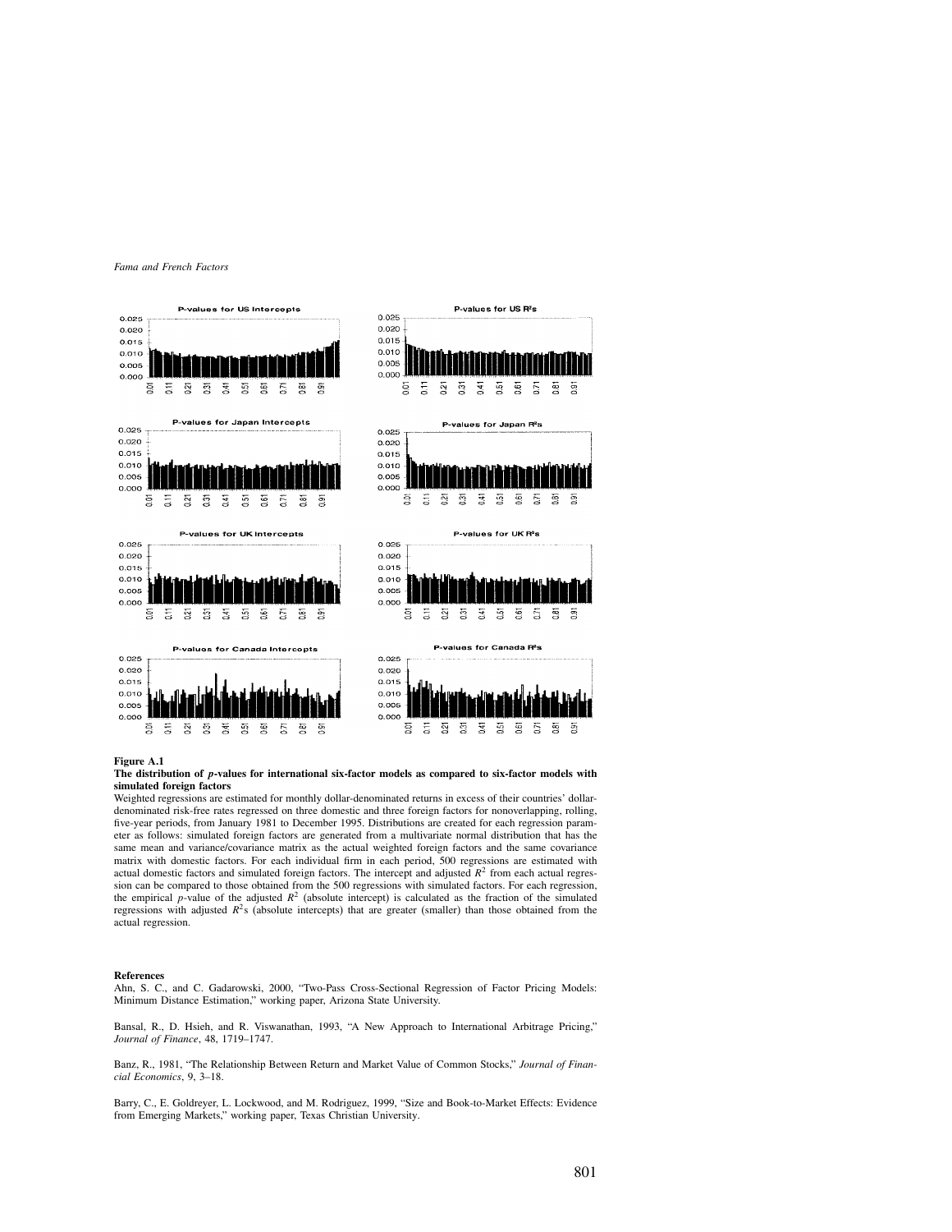**Figure A.1**

**The distribution of *p*-values for international six-factor models as compared to six-factor models with simulated foreign factors**

Weighted regressions are estimated for monthly dollar-denominated returns in excess of their countries' dollar-denominated risk-free rates regressed on three domestic and three foreign factors for nonoverlapping, rolling, five-year periods, from January 1981 to December 1995. Distributions are created for each regression parameter as follows: simulated foreign factors are generated from a multivariate normal distribution that has the same mean and variance/covariance matrix as the actual weighted foreign factors and the same covariance matrix with domestic factors. For each individual firm in each period, 500 regressions are estimated with actual domestic factors and simulated foreign factors. The intercept and adjusted $R^2$ from each actual regression can be compared to those obtained from the 500 regressions with simulated factors. For each regression, the empirical *p*-value of the adjusted $R^2$ (absolute intercept) is calculated as the fraction of the simulated regressions with adjusted $R^2$s (absolute intercepts) that are greater (smaller) than those obtained from the actual regression.

## References

Ahn, S. C., and C. Gadarowski, 2000, "Two-Pass Cross-Sectional Regression of Factor Pricing Models: Minimum Distance Estimation," working paper, Arizona State University.

Bansal, R., D. Hsieh, and R. Viswanathan, 1993, "A New Approach to International Arbitrage Pricing," *Journal of Finance*, 48, 1719–1747.

Banz, R., 1981, "The Relationship Between Return and Market Value of Common Stocks," *Journal of Financial Economics*, 9, 3–18.

Barry, C., E. Goldreyer, L. Lockwood, and M. Rodriguez, 1999, "Size and Book-to-Market Effects: Evidence from Emerging Markets," working paper, Texas Christian University.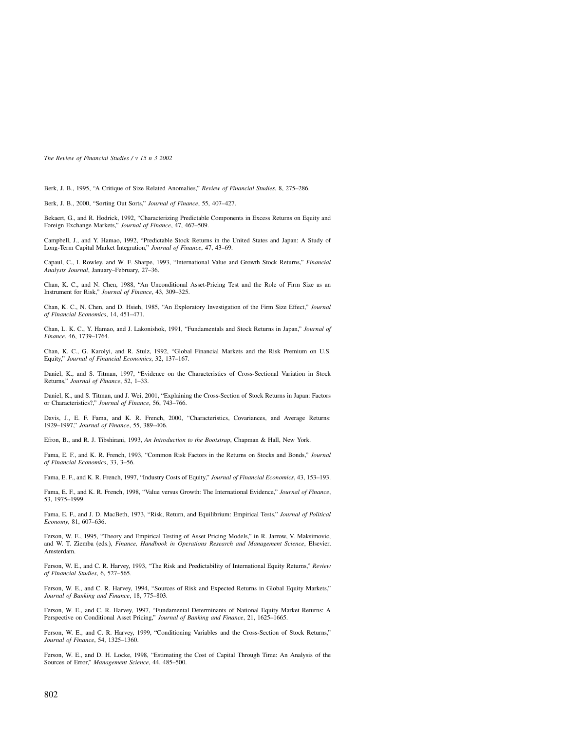Berk, J. B., 1995, "A Critique of Size Related Anomalies," *Review of Financial Studies*, 8, 275–286.

Berk, J. B., 2000, "Sorting Out Sorts," *Journal of Finance*, 55, 407–427.

Bekaert, G., and R. Hodrick, 1992, "Characterizing Predictable Components in Excess Returns on Equity and Foreign Exchange Markets," *Journal of Finance*, 47, 467–509.

Campbell, J., and Y. Hamao, 1992, "Predictable Stock Returns in the United States and Japan: A Study of Long-Term Capital Market Integration," *Journal of Finance*, 47, 43–69.

Capaul, C., I. Rowley, and W. F. Sharpe, 1993, "International Value and Growth Stock Returns," *Financial Analysts Journal*, January–February, 27–36.

Chan, K. C., and N. Chen, 1988, "An Unconditional Asset-Pricing Test and the Role of Firm Size as an Instrument for Risk," *Journal of Finance*, 43, 309–325.

Chan, K. C., N. Chen, and D. Hsieh, 1985, "An Exploratory Investigation of the Firm Size Effect," *Journal of Financial Economics*, 14, 451–471.

Chan, L. K. C., Y. Hamao, and J. Lakonishok, 1991, "Fundamentals and Stock Returns in Japan," *Journal of Finance*, 46, 1739–1764.

Chan, K. C., G. Karolyi, and R. Stulz, 1992, "Global Financial Markets and the Risk Premium on U.S. Equity," *Journal of Financial Economics*, 32, 137–167.

Daniel, K., and S. Titman, 1997, "Evidence on the Characteristics of Cross-Sectional Variation in Stock Returns," *Journal of Finance*, 52, 1–33.

Daniel, K., and S. Titman, and J. Wei, 2001, "Explaining the Cross-Section of Stock Returns in Japan: Factors or Characteristics?," *Journal of Finance*, 56, 743–766.

Davis, J., E. F. Fama, and K. R. French, 2000, "Characteristics, Covariances, and Average Returns: 1929–1997," *Journal of Finance*, 55, 389–406.

Efron, B., and R. J. Tibshirani, 1993, *An Introduction to the Bootstrap*, Chapman & Hall, New York.

Fama, E. F., and K. R. French, 1993, "Common Risk Factors in the Returns on Stocks and Bonds," *Journal of Financial Economics*, 33, 3–56.

Fama, E. F., and K. R. French, 1997, "Industry Costs of Equity," *Journal of Financial Economics*, 43, 153–193.

Fama, E. F., and K. R. French, 1998, "Value versus Growth: The International Evidence," *Journal of Finance*, 53, 1975–1999.

Fama, E. F., and J. D. MacBeth, 1973, "Risk, Return, and Equilibrium: Empirical Tests," *Journal of Political Economy*, 81, 607–636.

Ferson, W. E., 1995, "Theory and Empirical Testing of Asset Pricing Models," in R. Jarrow, V. Maksimovic, and W. T. Ziemba (eds.), *Finance, Handbook in Operations Research and Management Science*, Elsevier, Amsterdam.

Ferson, W. E., and C. R. Harvey, 1993, "The Risk and Predictability of International Equity Returns," *Review of Financial Studies*, 6, 527–565.

Ferson, W. E., and C. R. Harvey, 1994, "Sources of Risk and Expected Returns in Global Equity Markets," *Journal of Banking and Finance*, 18, 775–803.

Ferson, W. E., and C. R. Harvey, 1997, "Fundamental Determinants of National Equity Market Returns: A Perspective on Conditional Asset Pricing," *Journal of Banking and Finance*, 21, 1625–1665.

Ferson, W. E., and C. R. Harvey, 1999, "Conditioning Variables and the Cross-Section of Stock Returns," *Journal of Finance*, 54, 1325–1360.

Ferson, W. E., and D. H. Locke, 1998, "Estimating the Cost of Capital Through Time: An Analysis of the Sources of Error," *Management Science*, 44, 485–500.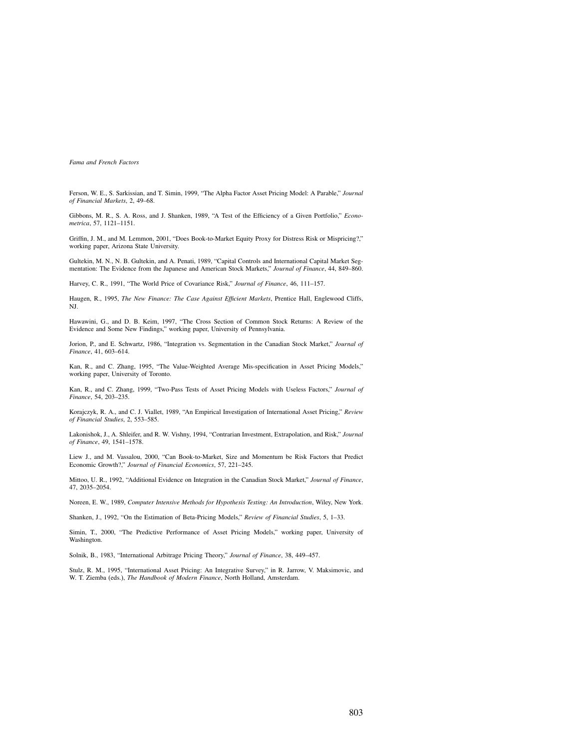Ferson, W. E., S. Sarkissian, and T. Simin, 1999, "The Alpha Factor Asset Pricing Model: A Parable," *Journal of Financial Markets*, 2, 49–68.

Gibbons, M. R., S. A. Ross, and J. Shanken, 1989, "A Test of the Efficiency of a Given Portfolio," *Econometrica*, 57, 1121–1151.

Griffin, J. M., and M. Lemmon, 2001, "Does Book-to-Market Equity Proxy for Distress Risk or Mispricing?," working paper, Arizona State University.

Gultekin, M. N., N. B. Gultekin, and A. Penati, 1989, "Capital Controls and International Capital Market Segmentation: The Evidence from the Japanese and American Stock Markets," *Journal of Finance*, 44, 849–860.

Harvey, C. R., 1991, "The World Price of Covariance Risk," *Journal of Finance*, 46, 111–157.

Haugen, R., 1995, *The New Finance: The Case Against Efficient Markets*, Prentice Hall, Englewood Cliffs, NJ.

Hawawini, G., and D. B. Keim, 1997, "The Cross Section of Common Stock Returns: A Review of the Evidence and Some New Findings," working paper, University of Pennsylvania.

Jorion, P., and E. Schwartz, 1986, "Integration vs. Segmentation in the Canadian Stock Market," *Journal of Finance*, 41, 603–614.

Kan, R., and C. Zhang, 1995, "The Value-Weighted Average Mis-specification in Asset Pricing Models," working paper, University of Toronto.

Kan, R., and C. Zhang, 1999, "Two-Pass Tests of Asset Pricing Models with Useless Factors," *Journal of Finance*, 54, 203–235.

Korajczyk, R. A., and C. J. Viallet, 1989, "An Empirical Investigation of International Asset Pricing," *Review of Financial Studies*, 2, 553–585.

Lakonishok, J., A. Shleifer, and R. W. Vishny, 1994, "Contrarian Investment, Extrapolation, and Risk," *Journal of Finance*, 49, 1541–1578.

Liew J., and M. Vassalou, 2000, "Can Book-to-Market, Size and Momentum be Risk Factors that Predict Economic Growth?," *Journal of Financial Economics*, 57, 221–245.

Mittoo, U. R., 1992, "Additional Evidence on Integration in the Canadian Stock Market," *Journal of Finance*, 47, 2035–2054.

Noreen, E. W., 1989, *Computer Intensive Methods for Hypothesis Testing: An Introduction*, Wiley, New York.

Shanken, J., 1992, "On the Estimation of Beta-Pricing Models," *Review of Financial Studies*, 5, 1–33.

Simin, T., 2000, "The Predictive Performance of Asset Pricing Models," working paper, University of Washington.

Solnik, B., 1983, "International Arbitrage Pricing Theory," *Journal of Finance*, 38, 449–457.

Stulz, R. M., 1995, "International Asset Pricing: An Integrative Survey," in R. Jarrow, V. Maksimovic, and W. T. Ziemba (eds.), *The Handbook of Modern Finance*, North Holland, Amsterdam.